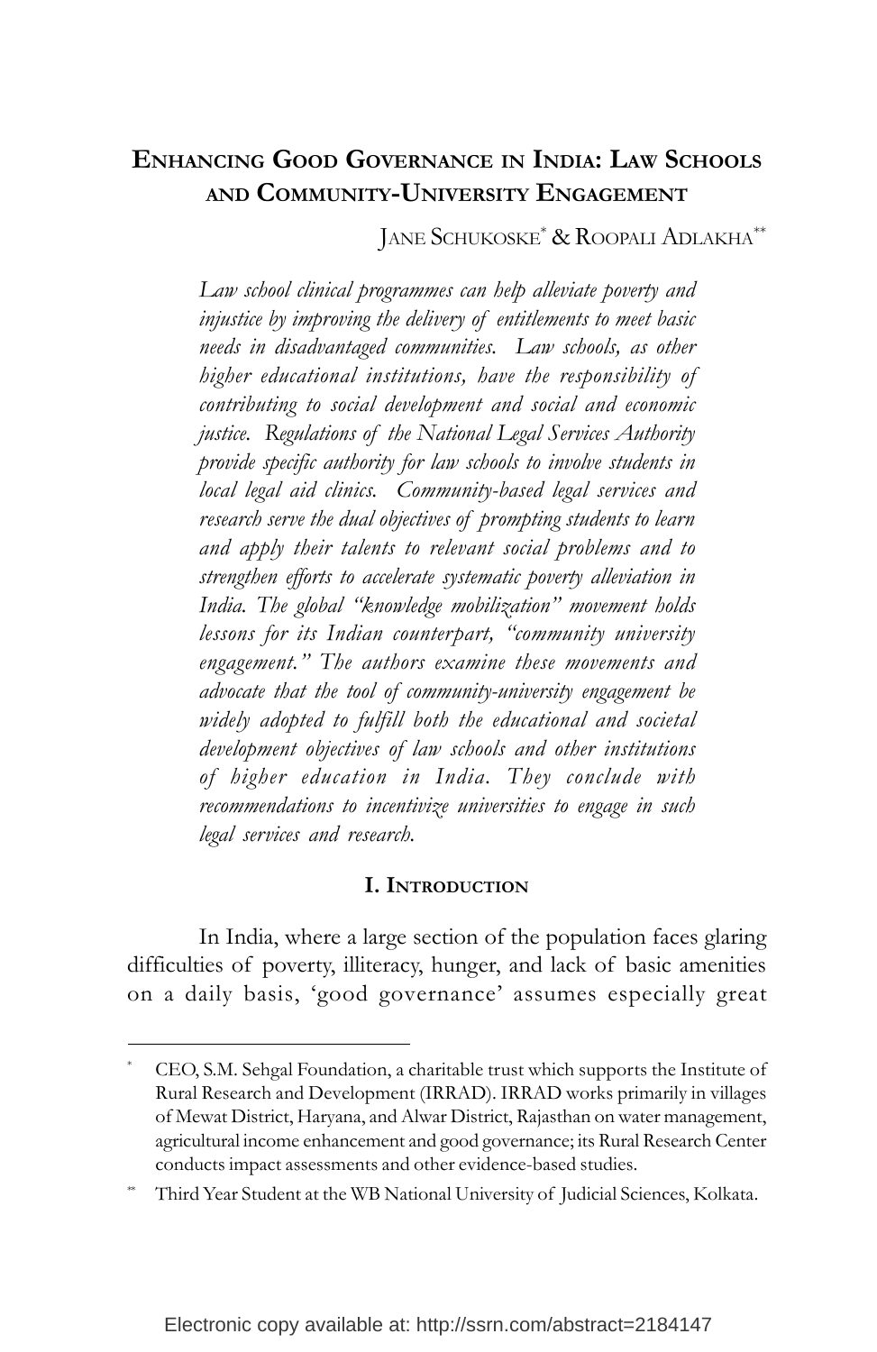# Enhancing Good Governance in India: Law Schools and Community-University Engagement

Jane Schukoske[*] & Roopali Adlakha[**]

*Law school clinical programmes can help alleviate poverty and injustice by improving the delivery of entitlements to meet basic needs in disadvantaged communities. Law schools, as other higher educational institutions, have the responsibility of contributing to social development and social and economic justice. Regulations of the National Legal Services Authority provide specific authority for law schools to involve students in local legal aid clinics. Community-based legal services and research serve the dual objectives of prompting students to learn and apply their talents to relevant social problems and to strengthen efforts to accelerate systematic poverty alleviation in India. The global "knowledge mobilization" movement holds lessons for its Indian counterpart, "community university engagement." The authors examine these movements and advocate that the tool of community-university engagement be widely adopted to fulfill both the educational and societal development objectives of law schools and other institutions of higher education in India. They conclude with recommendations to incentivize universities to engage in such legal services and research.*

## I. Introduction

In India, where a large section of the population faces glaring difficulties of poverty, illiteracy, hunger, and lack of basic amenities on a daily basis, 'good governance' assumes especially great

---

[*] CEO, S.M. Sehgal Foundation, a charitable trust which supports the Institute of Rural Research and Development (IRRAD). IRRAD works primarily in villages of Mewat District, Haryana, and Alwar District, Rajasthan on water management, agricultural income enhancement and good governance; its Rural Research Center conducts impact assessments and other evidence-based studies.

[**] Third Year Student at the WB National University of Judicial Sciences, Kolkata.

Electronic copy available at: http://ssrn.com/abstract=2184147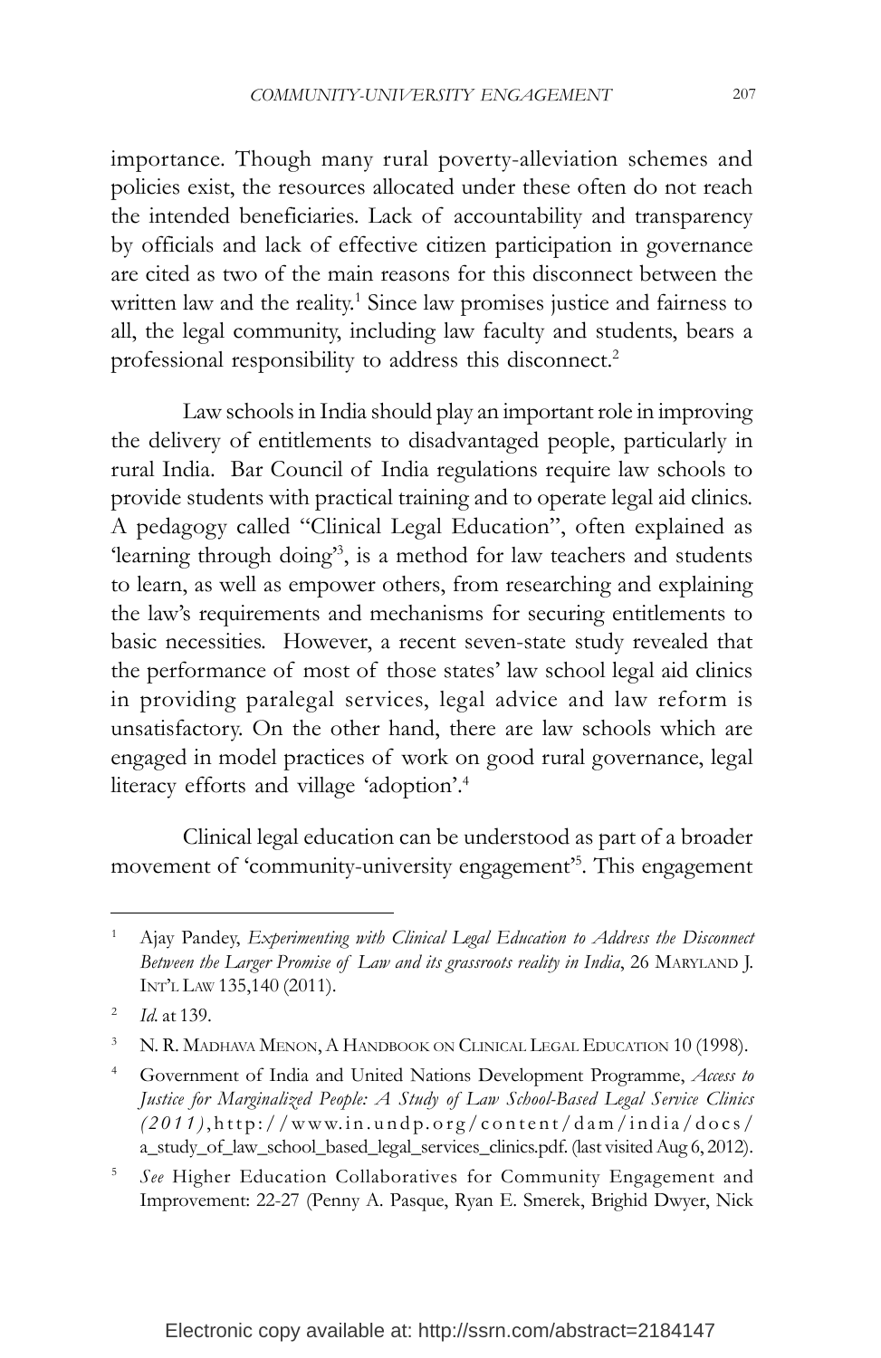importance. Though many rural poverty-alleviation schemes and policies exist, the resources allocated under these often do not reach the intended beneficiaries. Lack of accountability and transparency by officials and lack of effective citizen participation in governance are cited as two of the main reasons for this disconnect between the written law and the reality.[1] Since law promises justice and fairness to all, the legal community, including law faculty and students, bears a professional responsibility to address this disconnect.[2]

Law schools in India should play an important role in improving the delivery of entitlements to disadvantaged people, particularly in rural India. Bar Council of India regulations require law schools to provide students with practical training and to operate legal aid clinics. A pedagogy called "Clinical Legal Education", often explained as 'learning through doing'[3], is a method for law teachers and students to learn, as well as empower others, from researching and explaining the law's requirements and mechanisms for securing entitlements to basic necessities. However, a recent seven-state study revealed that the performance of most of those states' law school legal aid clinics in providing paralegal services, legal advice and law reform is unsatisfactory. On the other hand, there are law schools which are engaged in model practices of work on good rural governance, legal literacy efforts and village 'adoption'.[4]

Clinical legal education can be understood as part of a broader movement of 'community-university engagement'[5]. This engagement

---

[1] Ajay Pandey, *Experimenting with Clinical Legal Education to Address the Disconnect Between the Larger Promise of Law and its grassroots reality in India*, 26 Maryland J. Int'l Law 135,140 (2011).

[2] *Id.* at 139.

[3] N. R. Madhava Menon, A Handbook on Clinical Legal Education 10 (1998).

[4] Government of India and United Nations Development Programme, *Access to Justice for Marginalized People: A Study of Law School-Based Legal Service Clinics (2011)*, http://www.in.undp.org/content/dam/india/docs/a_study_of_law_school_based_legal_services_clinics.pdf. (last visited Aug 6, 2012).

[5] *See* Higher Education Collaboratives for Community Engagement and Improvement: 22-27 (Penny A. Pasque, Ryan E. Smerek, Brighid Dwyer, Nick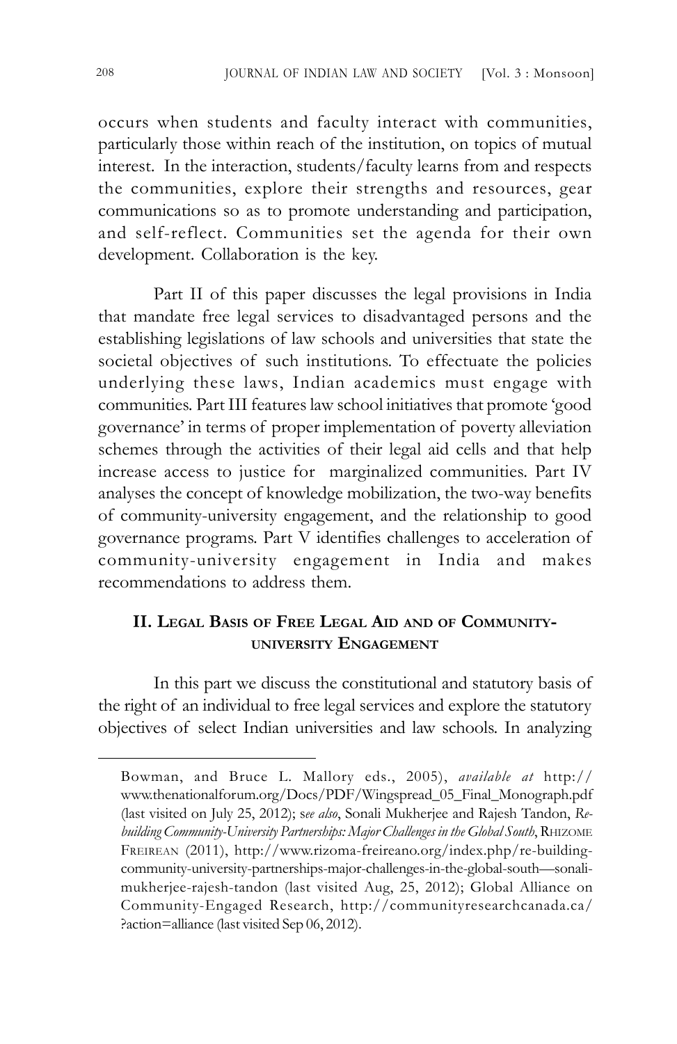occurs when students and faculty interact with communities, particularly those within reach of the institution, on topics of mutual interest. In the interaction, students/faculty learns from and respects the communities, explore their strengths and resources, gear communications so as to promote understanding and participation, and self-reflect. Communities set the agenda for their own development. Collaboration is the key.

Part II of this paper discusses the legal provisions in India that mandate free legal services to disadvantaged persons and the establishing legislations of law schools and universities that state the societal objectives of such institutions. To effectuate the policies underlying these laws, Indian academics must engage with communities. Part III features law school initiatives that promote 'good governance' in terms of proper implementation of poverty alleviation schemes through the activities of their legal aid cells and that help increase access to justice for marginalized communities. Part IV analyses the concept of knowledge mobilization, the two-way benefits of community-university engagement, and the relationship to good governance programs. Part V identifies challenges to acceleration of community-university engagement in India and makes recommendations to address them.

## II. Legal Basis of Free Legal Aid and of Community-university Engagement

In this part we discuss the constitutional and statutory basis of the right of an individual to free legal services and explore the statutory objectives of select Indian universities and law schools. In analyzing

---

Bowman, and Bruce L. Mallory eds., 2005), *available at* http://www.thenationalforum.org/Docs/PDF/Wingspread_05_Final_Monograph.pdf (last visited on July 25, 2012); s*ee also*, Sonali Mukherjee and Rajesh Tandon, *Re-building Community-University Partnerships: Major Challenges in the Global South*, Rhizome Freirean (2011), http://www.rizoma-freireano.org/index.php/re-building-community-university-partnerships-major-challenges-in-the-global-south—sonali-mukherjee-rajesh-tandon (last visited Aug, 25, 2012); Global Alliance on Community-Engaged Research, http://communityresearchcanada.ca/?action=alliance (last visited Sep 06, 2012).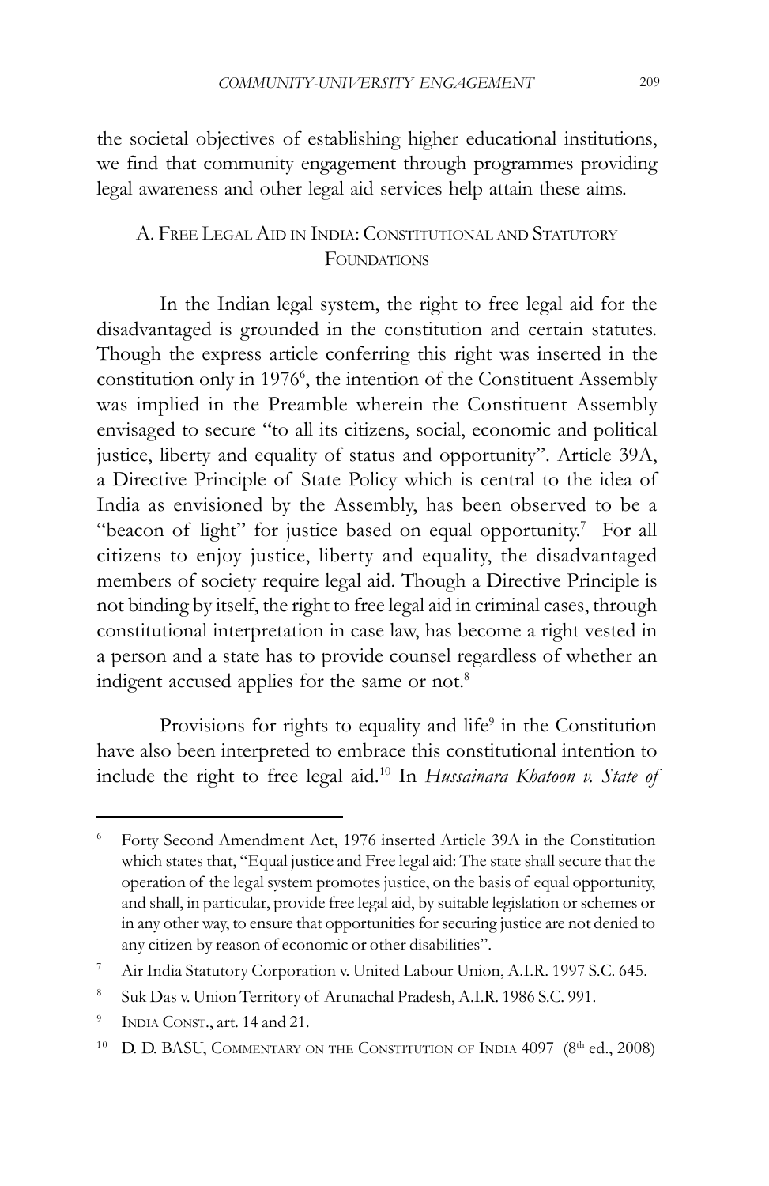the societal objectives of establishing higher educational institutions, we find that community engagement through programmes providing legal awareness and other legal aid services help attain these aims.

### A. Free Legal Aid in India: Constitutional and Statutory Foundations

In the Indian legal system, the right to free legal aid for the disadvantaged is grounded in the constitution and certain statutes. Though the express article conferring this right was inserted in the constitution only in 1976[6], the intention of the Constituent Assembly was implied in the Preamble wherein the Constituent Assembly envisaged to secure "to all its citizens, social, economic and political justice, liberty and equality of status and opportunity". Article 39A, a Directive Principle of State Policy which is central to the idea of India as envisioned by the Assembly, has been observed to be a "beacon of light" for justice based on equal opportunity.[7] For all citizens to enjoy justice, liberty and equality, the disadvantaged members of society require legal aid. Though a Directive Principle is not binding by itself, the right to free legal aid in criminal cases, through constitutional interpretation in case law, has become a right vested in a person and a state has to provide counsel regardless of whether an indigent accused applies for the same or not.[8]

Provisions for rights to equality and life[9] in the Constitution have also been interpreted to embrace this constitutional intention to include the right to free legal aid.[10] In *Hussainara Khatoon v. State of*

---

[6] Forty Second Amendment Act, 1976 inserted Article 39A in the Constitution which states that, "Equal justice and Free legal aid: The state shall secure that the operation of the legal system promotes justice, on the basis of equal opportunity, and shall, in particular, provide free legal aid, by suitable legislation or schemes or in any other way, to ensure that opportunities for securing justice are not denied to any citizen by reason of economic or other disabilities".

[7] Air India Statutory Corporation v. United Labour Union, A.I.R. 1997 S.C. 645.

[8] Suk Das v. Union Territory of Arunachal Pradesh, A.I.R. 1986 S.C. 991.

[9] India Const., art. 14 and 21.

[10] D. D. BASU, Commentary on the Constitution of India 4097 (8th ed., 2008)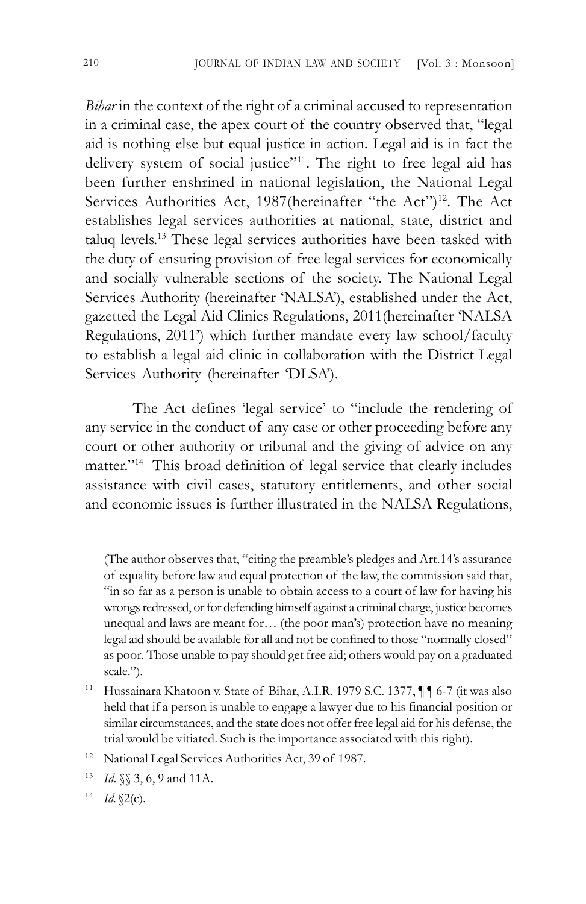*Bihar* in the context of the right of a criminal accused to representation in a criminal case, the apex court of the country observed that, "legal aid is nothing else but equal justice in action. Legal aid is in fact the delivery system of social justice"[11]. The right to free legal aid has been further enshrined in national legislation, the National Legal Services Authorities Act, 1987(hereinafter "the Act")[12]. The Act establishes legal services authorities at national, state, district and taluq levels.[13] These legal services authorities have been tasked with the duty of ensuring provision of free legal services for economically and socially vulnerable sections of the society. The National Legal Services Authority (hereinafter 'NALSA'), established under the Act, gazetted the Legal Aid Clinics Regulations, 2011(hereinafter 'NALSA Regulations, 2011') which further mandate every law school/faculty to establish a legal aid clinic in collaboration with the District Legal Services Authority (hereinafter 'DLSA').

The Act defines 'legal service' to "include the rendering of any service in the conduct of any case or other proceeding before any court or other authority or tribunal and the giving of advice on any matter."[14] This broad definition of legal service that clearly includes assistance with civil cases, statutory entitlements, and other social and economic issues is further illustrated in the NALSA Regulations,

---

(The author observes that, "citing the preamble's pledges and Art.14's assurance of equality before law and equal protection of the law, the commission said that, "in so far as a person is unable to obtain access to a court of law for having his wrongs redressed, or for defending himself against a criminal charge, justice becomes unequal and laws are meant for… (the poor man's) protection have no meaning legal aid should be available for all and not be confined to those "normally closed" as poor. Those unable to pay should get free aid; others would pay on a graduated scale.").

[11] Hussainara Khatoon v. State of Bihar, A.I.R. 1979 S.C. 1377, ¶¶ 6-7 (it was also held that if a person is unable to engage a lawyer due to his financial position or similar circumstances, and the state does not offer free legal aid for his defense, the trial would be vitiated. Such is the importance associated with this right).

[12] National Legal Services Authorities Act, 39 of 1987.

[13] *Id.* §§ 3, 6, 9 and 11A.

[14] *Id.* §2(c).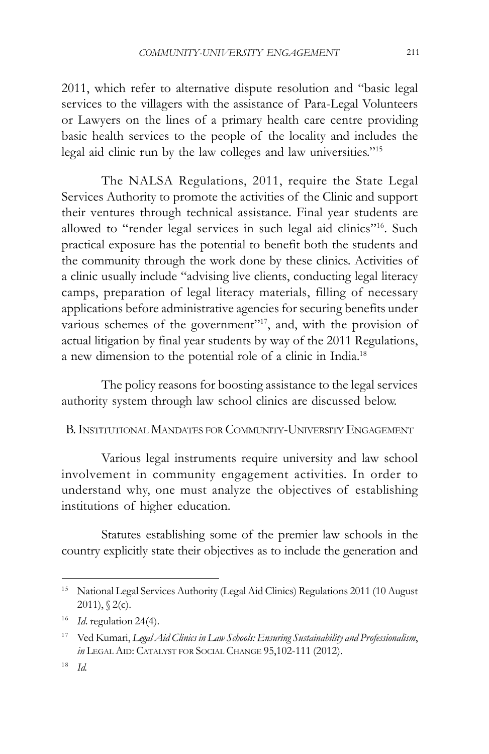2011, which refer to alternative dispute resolution and "basic legal services to the villagers with the assistance of Para-Legal Volunteers or Lawyers on the lines of a primary health care centre providing basic health services to the people of the locality and includes the legal aid clinic run by the law colleges and law universities."[15]

The NALSA Regulations, 2011, require the State Legal Services Authority to promote the activities of the Clinic and support their ventures through technical assistance. Final year students are allowed to "render legal services in such legal aid clinics"[16]. Such practical exposure has the potential to benefit both the students and the community through the work done by these clinics. Activities of a clinic usually include "advising live clients, conducting legal literacy camps, preparation of legal literacy materials, filling of necessary applications before administrative agencies for securing benefits under various schemes of the government"[17], and, with the provision of actual litigation by final year students by way of the 2011 Regulations, a new dimension to the potential role of a clinic in India.[18]

The policy reasons for boosting assistance to the legal services authority system through law school clinics are discussed below.

### B. Institutional Mandates for Community-University Engagement

Various legal instruments require university and law school involvement in community engagement activities. In order to understand why, one must analyze the objectives of establishing institutions of higher education.

Statutes establishing some of the premier law schools in the country explicitly state their objectives as to include the generation and

---

[15] National Legal Services Authority (Legal Aid Clinics) Regulations 2011 (10 August 2011), § 2(c).

[16] *Id*. regulation 24(4).

[17] Ved Kumari, *Legal Aid Clinics in Law Schools: Ensuring Sustainability and Professionalism*, *in* Legal Aid: Catalyst for Social Change 95,102-111 (2012).

[18] *Id.*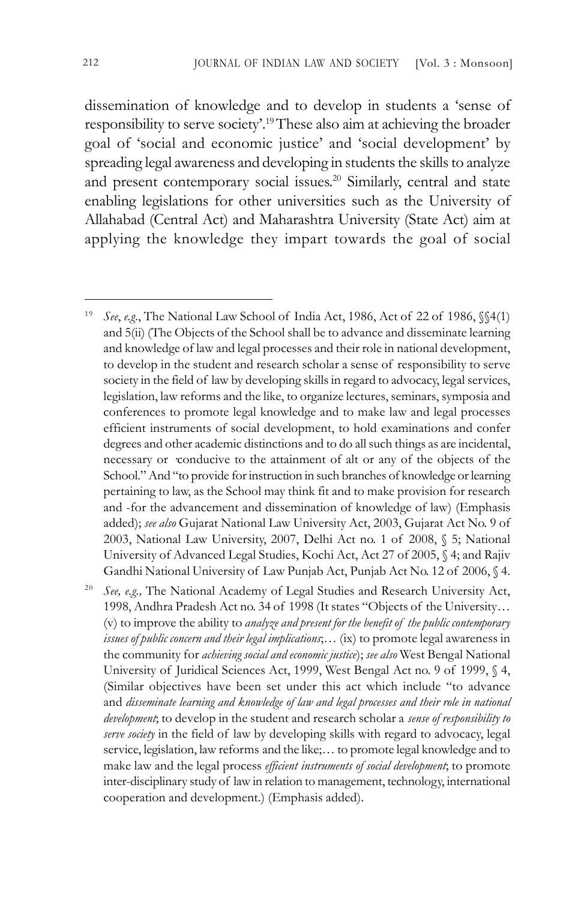dissemination of knowledge and to develop in students a 'sense of responsibility to serve society'.[19] These also aim at achieving the broader goal of 'social and economic justice' and 'social development' by spreading legal awareness and developing in students the skills to analyze and present contemporary social issues.[20] Similarly, central and state enabling legislations for other universities such as the University of Allahabad (Central Act) and Maharashtra University (State Act) aim at applying the knowledge they impart towards the goal of social

---

[19] *See*, *e.g.*, The National Law School of India Act, 1986, Act of 22 of 1986, §§4(1) and 5(ii) (The Objects of the School shall be to advance and disseminate learning and knowledge of law and legal processes and their role in national development, to develop in the student and research scholar a sense of responsibility to serve society in the field of law by developing skills in regard to advocacy, legal services, legislation, law reforms and the like, to organize lectures, seminars, symposia and conferences to promote legal knowledge and to make law and legal processes efficient instruments of social development, to hold examinations and confer degrees and other academic distinctions and to do all such things as are incidental, necessary or ·conducive to the attainment of alt or any of the objects of the School." And "to provide for instruction in such branches of knowledge or learning pertaining to law, as the School may think fit and to make provision for research and -for the advancement and dissemination of knowledge of law) (Emphasis added); *see also* Gujarat National Law University Act, 2003, Gujarat Act No. 9 of 2003, National Law University, 2007, Delhi Act no. 1 of 2008, § 5; National University of Advanced Legal Studies, Kochi Act, Act 27 of 2005, § 4; and Rajiv Gandhi National University of Law Punjab Act, Punjab Act No. 12 of 2006, § 4.

[20] *See, e.g.,* The National Academy of Legal Studies and Research University Act, 1998, Andhra Pradesh Act no. 34 of 1998 (It states "Objects of the University… (v) to improve the ability to *analyze and present for the benefit of the public contemporary issues of public concern and their legal implications*;… (ix) to promote legal awareness in the community for *achieving social and economic justice*); *see also* West Bengal National University of Juridical Sciences Act, 1999, West Bengal Act no. 9 of 1999, § 4, (Similar objectives have been set under this act which include "to advance and *disseminate learning and knowledge of law and legal processes and their role in national development*; to develop in the student and research scholar a *sense of responsibility to serve society* in the field of law by developing skills with regard to advocacy, legal service, legislation, law reforms and the like;… to promote legal knowledge and to make law and the legal process *efficient instruments of social development*; to promote inter-disciplinary study of law in relation to management, technology, international cooperation and development.) (Emphasis added).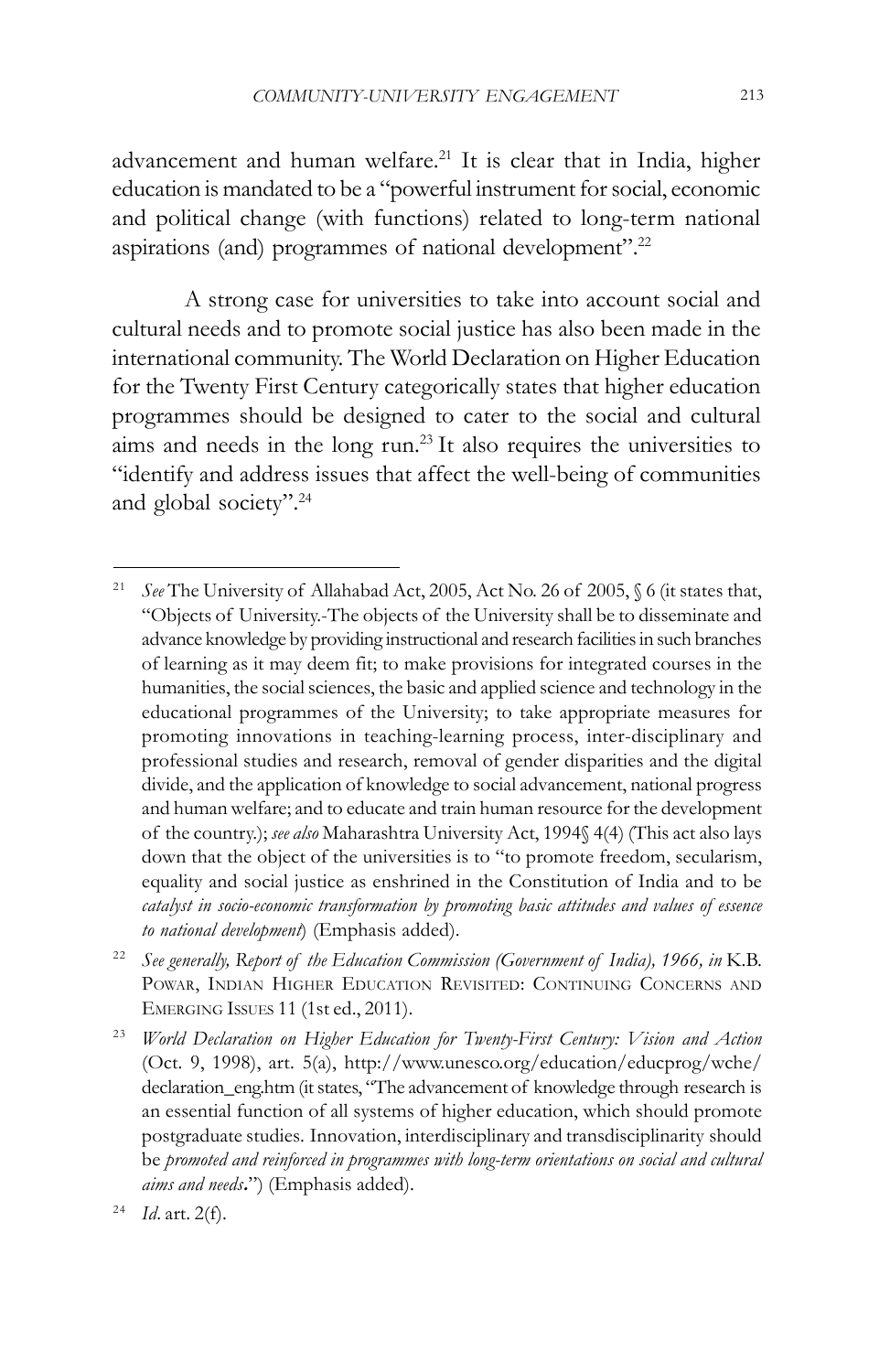advancement and human welfare.[21] It is clear that in India, higher education is mandated to be a "powerful instrument for social, economic and political change (with functions) related to long-term national aspirations (and) programmes of national development".[22]

A strong case for universities to take into account social and cultural needs and to promote social justice has also been made in the international community. The World Declaration on Higher Education for the Twenty First Century categorically states that higher education programmes should be designed to cater to the social and cultural aims and needs in the long run.[23] It also requires the universities to "identify and address issues that affect the well-being of communities and global society".[24]

---

[21] *See* The University of Allahabad Act, 2005, Act No. 26 of 2005, § 6 (it states that, "Objects of University.-The objects of the University shall be to disseminate and advance knowledge by providing instructional and research facilities in such branches of learning as it may deem fit; to make provisions for integrated courses in the humanities, the social sciences, the basic and applied science and technology in the educational programmes of the University; to take appropriate measures for promoting innovations in teaching-learning process, inter-disciplinary and professional studies and research, removal of gender disparities and the digital divide, and the application of knowledge to social advancement, national progress and human welfare; and to educate and train human resource for the development of the country.); *see also* Maharashtra University Act, 1994§ 4(4) (This act also lays down that the object of the universities is to "to promote freedom, secularism, equality and social justice as enshrined in the Constitution of India and to be *catalyst in socio-economic transformation by promoting basic attitudes and values of essence to national development*) (Emphasis added).

[22] *See generally, Report of the Education Commission (Government of India), 1966, in* K.B. Powar, Indian Higher Education Revisited: Continuing Concerns and Emerging Issues 11 (1st ed., 2011).

[23] *World Declaration on Higher Education for Twenty-First Century: Vision and Action* (Oct. 9, 1998), art. 5(a), http://www.unesco.org/education/educprog/wche/declaration_eng.htm (it states, "The advancement of knowledge through research is an essential function of all systems of higher education, which should promote postgraduate studies. Innovation, interdisciplinary and transdisciplinarity should be *promoted and reinforced in programmes with long-term orientations on social and cultural aims and needs*.") (Emphasis added).

[24] *Id*. art. 2(f).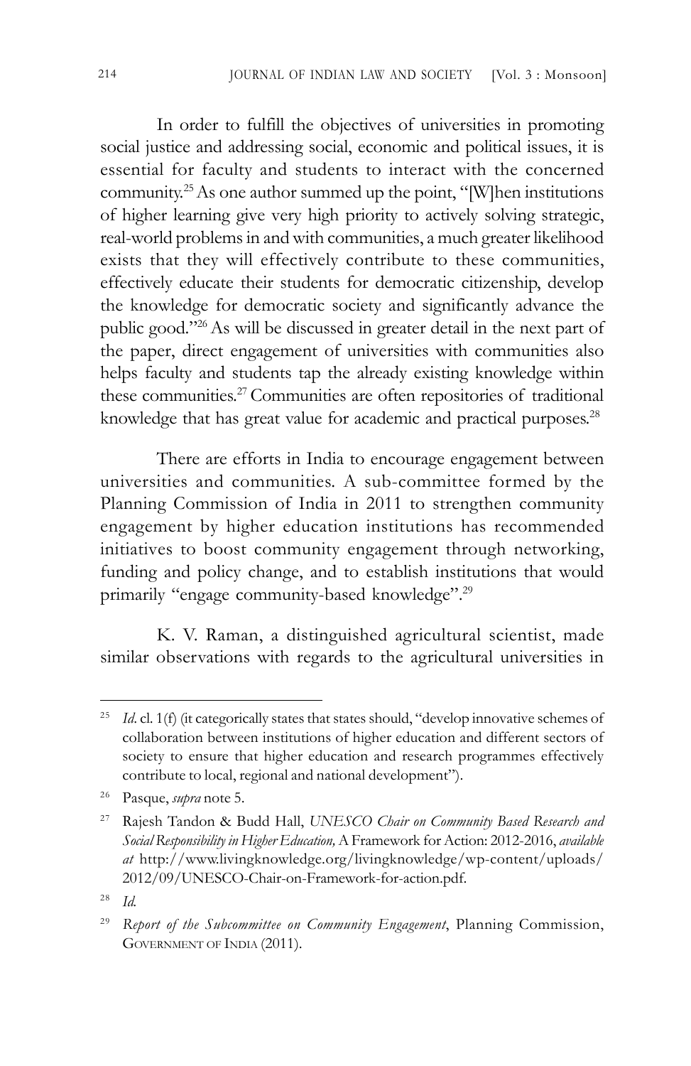In order to fulfill the objectives of universities in promoting social justice and addressing social, economic and political issues, it is essential for faculty and students to interact with the concerned community.[25] As one author summed up the point, "[W]hen institutions of higher learning give very high priority to actively solving strategic, real-world problems in and with communities, a much greater likelihood exists that they will effectively contribute to these communities, effectively educate their students for democratic citizenship, develop the knowledge for democratic society and significantly advance the public good."[26] As will be discussed in greater detail in the next part of the paper, direct engagement of universities with communities also helps faculty and students tap the already existing knowledge within these communities.[27] Communities are often repositories of traditional knowledge that has great value for academic and practical purposes.[28]

There are efforts in India to encourage engagement between universities and communities. A sub-committee formed by the Planning Commission of India in 2011 to strengthen community engagement by higher education institutions has recommended initiatives to boost community engagement through networking, funding and policy change, and to establish institutions that would primarily "engage community-based knowledge".[29]

K. V. Raman, a distinguished agricultural scientist, made similar observations with regards to the agricultural universities in

---

[25] *Id*. cl. 1(f) (it categorically states that states should, "develop innovative schemes of collaboration between institutions of higher education and different sectors of society to ensure that higher education and research programmes effectively contribute to local, regional and national development").

[26] Pasque, *supra* note 5.

[27] Rajesh Tandon & Budd Hall, *UNESCO Chair on Community Based Research and Social Responsibility in Higher Education,* A Framework for Action: 2012-2016, *available at* http://www.livingknowledge.org/livingknowledge/wp-content/uploads/2012/09/UNESCO-Chair-on-Framework-for-action.pdf.

[28] *Id.*

[29] *Report of the Subcommittee on Community Engagement*, Planning Commission, Government of India (2011).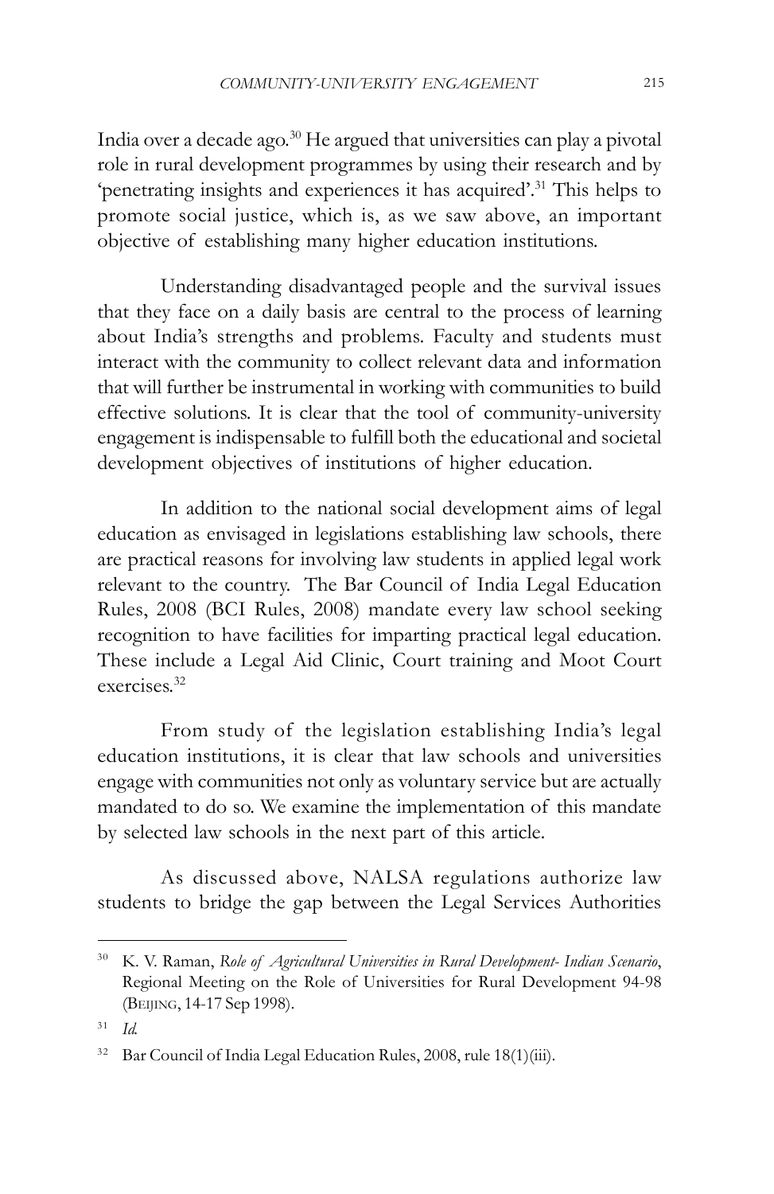India over a decade ago.[30] He argued that universities can play a pivotal role in rural development programmes by using their research and by 'penetrating insights and experiences it has acquired'.[31] This helps to promote social justice, which is, as we saw above, an important objective of establishing many higher education institutions.

Understanding disadvantaged people and the survival issues that they face on a daily basis are central to the process of learning about India's strengths and problems. Faculty and students must interact with the community to collect relevant data and information that will further be instrumental in working with communities to build effective solutions. It is clear that the tool of community-university engagement is indispensable to fulfill both the educational and societal development objectives of institutions of higher education.

In addition to the national social development aims of legal education as envisaged in legislations establishing law schools, there are practical reasons for involving law students in applied legal work relevant to the country. The Bar Council of India Legal Education Rules, 2008 (BCI Rules, 2008) mandate every law school seeking recognition to have facilities for imparting practical legal education. These include a Legal Aid Clinic, Court training and Moot Court exercises.[32]

From study of the legislation establishing India's legal education institutions, it is clear that law schools and universities engage with communities not only as voluntary service but are actually mandated to do so. We examine the implementation of this mandate by selected law schools in the next part of this article.

As discussed above, NALSA regulations authorize law students to bridge the gap between the Legal Services Authorities

---

[30] K. V. Raman, *Role of Agricultural Universities in Rural Development- Indian Scenario*, Regional Meeting on the Role of Universities for Rural Development 94-98 (BEIJING, 14-17 Sep 1998).

[31] *Id.*

[32] Bar Council of India Legal Education Rules, 2008, rule 18(1)(iii).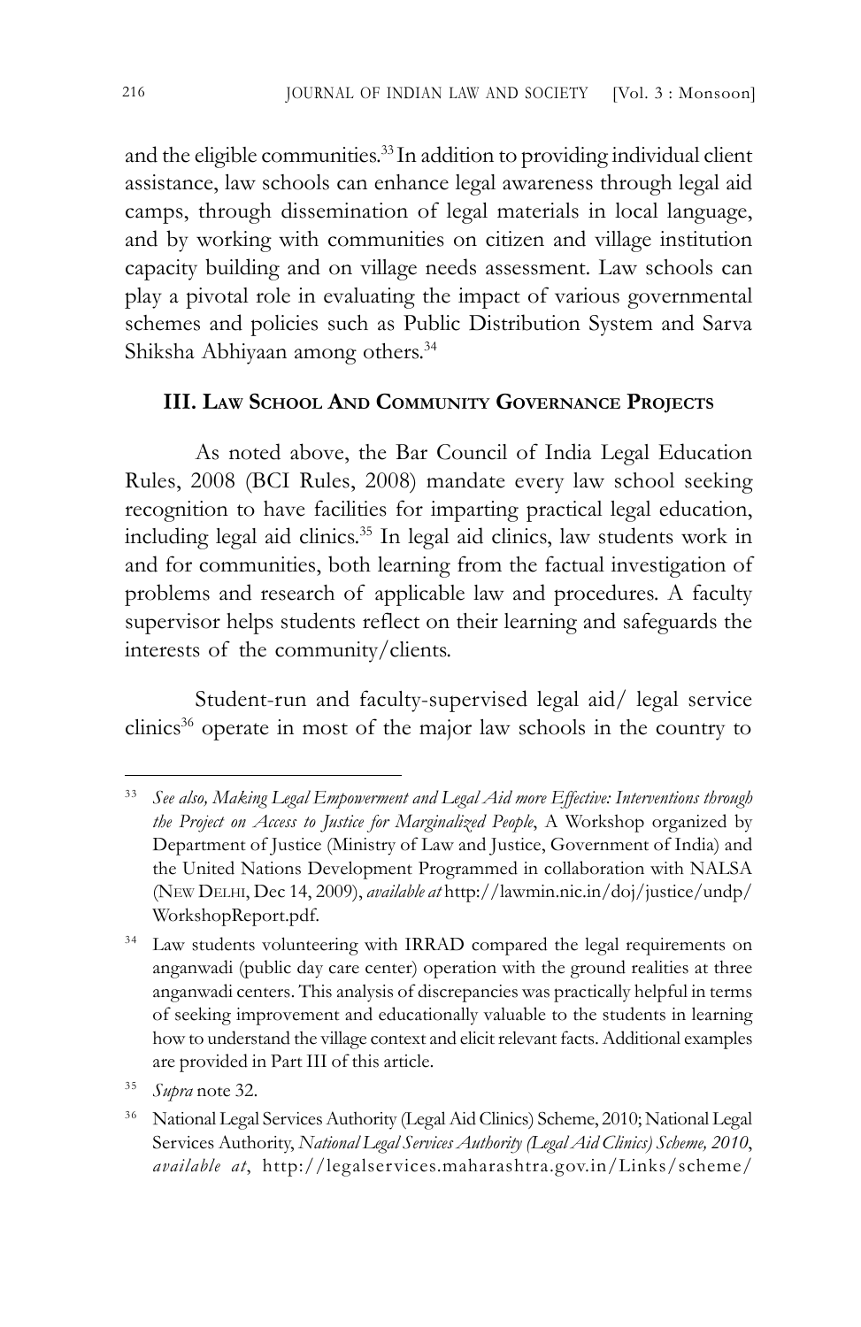and the eligible communities.[33] In addition to providing individual client assistance, law schools can enhance legal awareness through legal aid camps, through dissemination of legal materials in local language, and by working with communities on citizen and village institution capacity building and on village needs assessment. Law schools can play a pivotal role in evaluating the impact of various governmental schemes and policies such as Public Distribution System and Sarva Shiksha Abhiyaan among others.[34]

## III. Law School And Community Governance Projects

As noted above, the Bar Council of India Legal Education Rules, 2008 (BCI Rules, 2008) mandate every law school seeking recognition to have facilities for imparting practical legal education, including legal aid clinics.[35] In legal aid clinics, law students work in and for communities, both learning from the factual investigation of problems and research of applicable law and procedures. A faculty supervisor helps students reflect on their learning and safeguards the interests of the community/clients.

Student-run and faculty-supervised legal aid/ legal service clinics[36] operate in most of the major law schools in the country to

---

[33] *See also, Making Legal Empowerment and Legal Aid more Effective: Interventions through the Project on Access to Justice for Marginalized People*, A Workshop organized by Department of Justice (Ministry of Law and Justice, Government of India) and the United Nations Development Programmed in collaboration with NALSA (New Delhi, Dec 14, 2009), *available at* http://lawmin.nic.in/doj/justice/undp/WorkshopReport.pdf.

[34] Law students volunteering with IRRAD compared the legal requirements on anganwadi (public day care center) operation with the ground realities at three anganwadi centers. This analysis of discrepancies was practically helpful in terms of seeking improvement and educationally valuable to the students in learning how to understand the village context and elicit relevant facts. Additional examples are provided in Part III of this article.

[35] *Supra* note 32.

[36] National Legal Services Authority (Legal Aid Clinics) Scheme, 2010; National Legal Services Authority, *National Legal Services Authority (Legal Aid Clinics) Scheme, 2010*, *available at*, http://legalservices.maharashtra.gov.in/Links/scheme/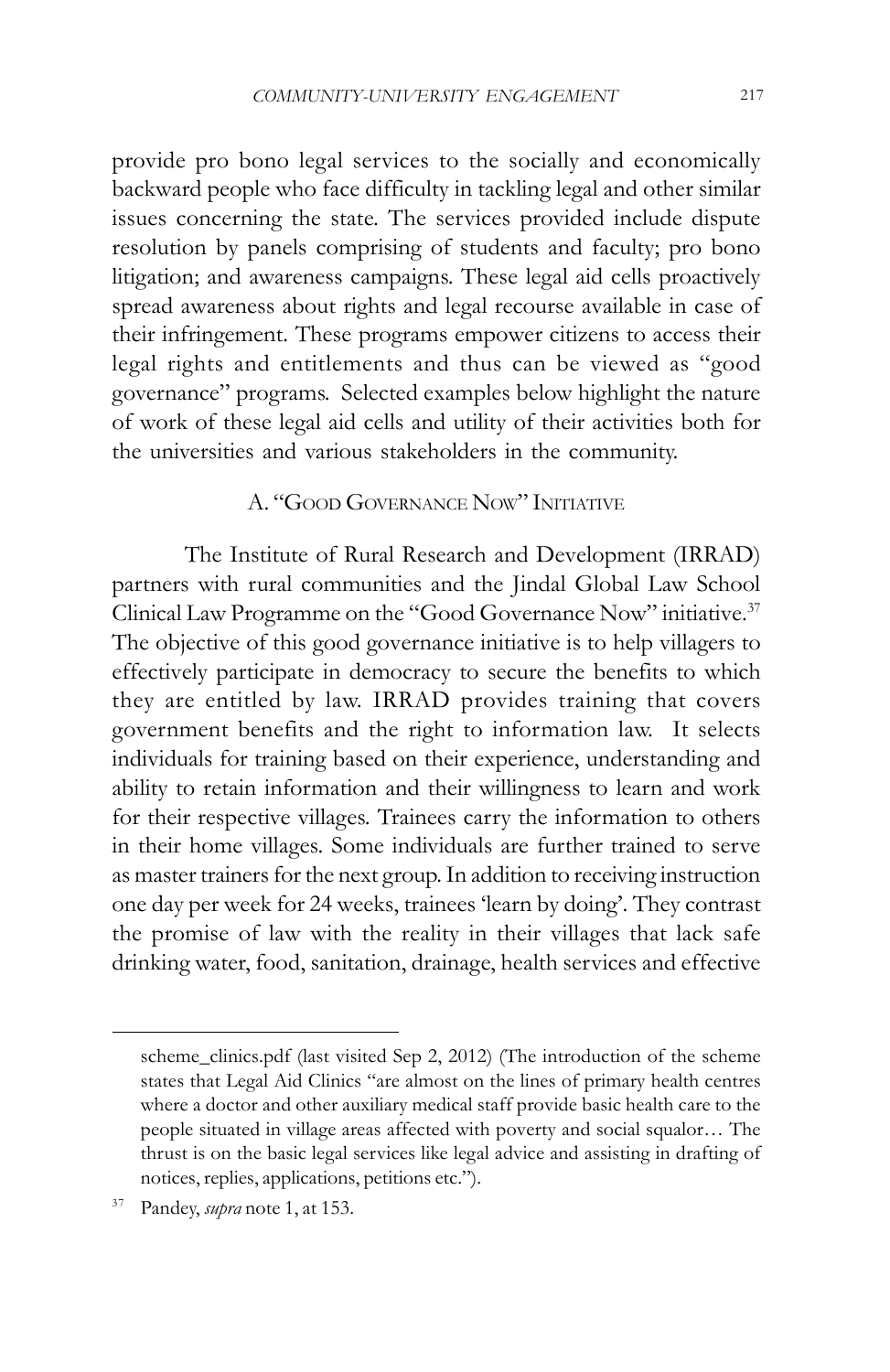provide pro bono legal services to the socially and economically backward people who face difficulty in tackling legal and other similar issues concerning the state. The services provided include dispute resolution by panels comprising of students and faculty; pro bono litigation; and awareness campaigns. These legal aid cells proactively spread awareness about rights and legal recourse available in case of their infringement. These programs empower citizens to access their legal rights and entitlements and thus can be viewed as "good governance" programs. Selected examples below highlight the nature of work of these legal aid cells and utility of their activities both for the universities and various stakeholders in the community.

### A. "Good Governance Now" Initiative

The Institute of Rural Research and Development (IRRAD) partners with rural communities and the Jindal Global Law School Clinical Law Programme on the "Good Governance Now" initiative.[37] The objective of this good governance initiative is to help villagers to effectively participate in democracy to secure the benefits to which they are entitled by law. IRRAD provides training that covers government benefits and the right to information law. It selects individuals for training based on their experience, understanding and ability to retain information and their willingness to learn and work for their respective villages. Trainees carry the information to others in their home villages. Some individuals are further trained to serve as master trainers for the next group. In addition to receiving instruction one day per week for 24 weeks, trainees 'learn by doing'. They contrast the promise of law with the reality in their villages that lack safe drinking water, food, sanitation, drainage, health services and effective

---

scheme_clinics.pdf (last visited Sep 2, 2012) (The introduction of the scheme states that Legal Aid Clinics "are almost on the lines of primary health centres where a doctor and other auxiliary medical staff provide basic health care to the people situated in village areas affected with poverty and social squalor… The thrust is on the basic legal services like legal advice and assisting in drafting of notices, replies, applications, petitions etc.").

[37] Pandey, *supra* note 1, at 153.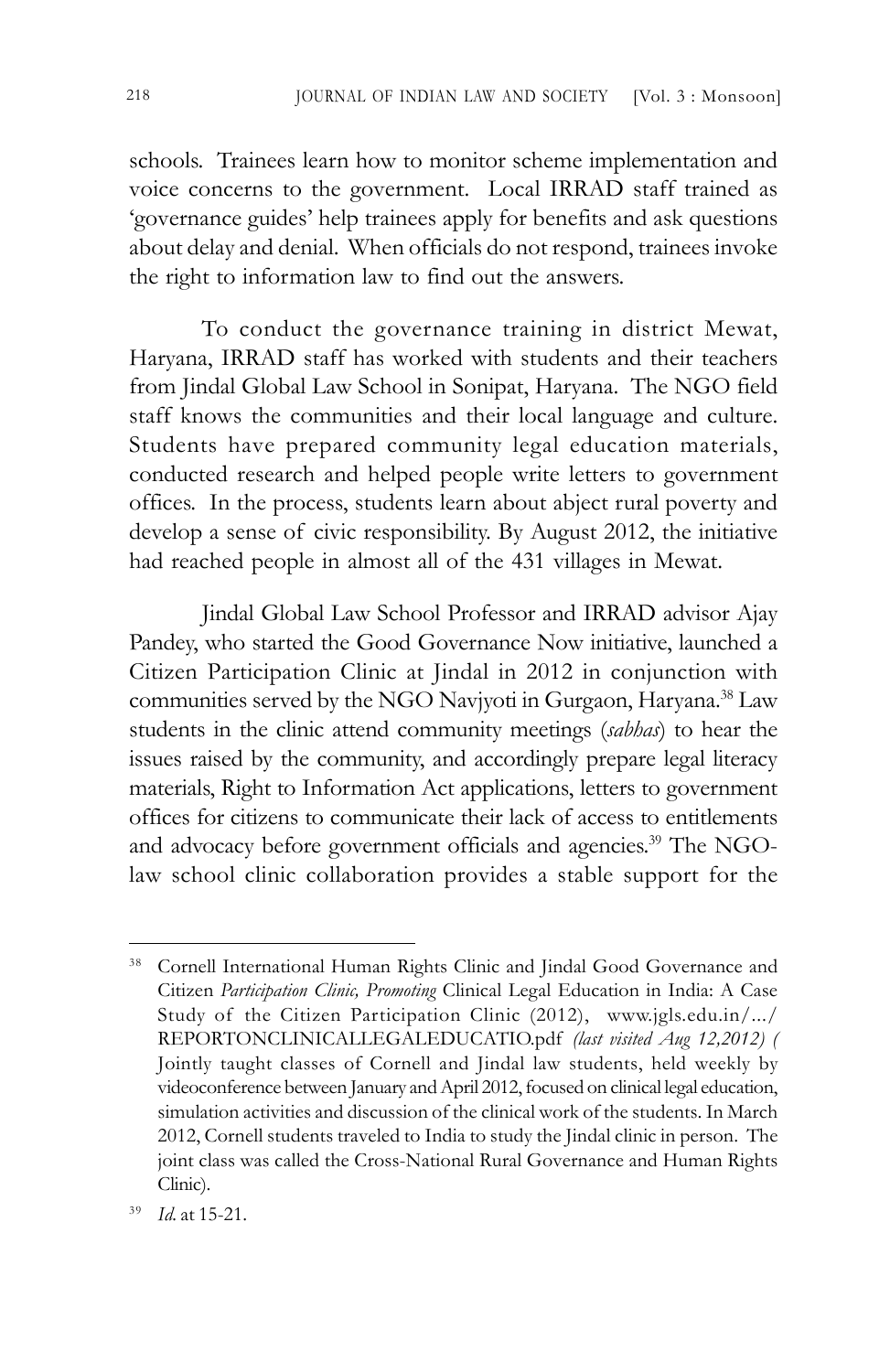schools. Trainees learn how to monitor scheme implementation and voice concerns to the government. Local IRRAD staff trained as 'governance guides' help trainees apply for benefits and ask questions about delay and denial. When officials do not respond, trainees invoke the right to information law to find out the answers.

To conduct the governance training in district Mewat, Haryana, IRRAD staff has worked with students and their teachers from Jindal Global Law School in Sonipat, Haryana. The NGO field staff knows the communities and their local language and culture. Students have prepared community legal education materials, conducted research and helped people write letters to government offices. In the process, students learn about abject rural poverty and develop a sense of civic responsibility. By August 2012, the initiative had reached people in almost all of the 431 villages in Mewat.

Jindal Global Law School Professor and IRRAD advisor Ajay Pandey, who started the Good Governance Now initiative, launched a Citizen Participation Clinic at Jindal in 2012 in conjunction with communities served by the NGO Navjyoti in Gurgaon, Haryana.[38] Law students in the clinic attend community meetings (*sabhas*) to hear the issues raised by the community, and accordingly prepare legal literacy materials, Right to Information Act applications, letters to government offices for citizens to communicate their lack of access to entitlements and advocacy before government officials and agencies.[39] The NGO-law school clinic collaboration provides a stable support for the

---

[38] Cornell International Human Rights Clinic and Jindal Good Governance and Citizen *Participation Clinic, Promoting* Clinical Legal Education in India: A Case Study of the Citizen Participation Clinic (2012), www.jgls.edu.in/.../REPORTONCLINICALLEGALEDUCATIO.pdf *(last visited Aug 12,2012) (* Jointly taught classes of Cornell and Jindal law students, held weekly by videoconference between January and April 2012, focused on clinical legal education, simulation activities and discussion of the clinical work of the students. In March 2012, Cornell students traveled to India to study the Jindal clinic in person. The joint class was called the Cross-National Rural Governance and Human Rights Clinic).

[39] *Id.* at 15-21.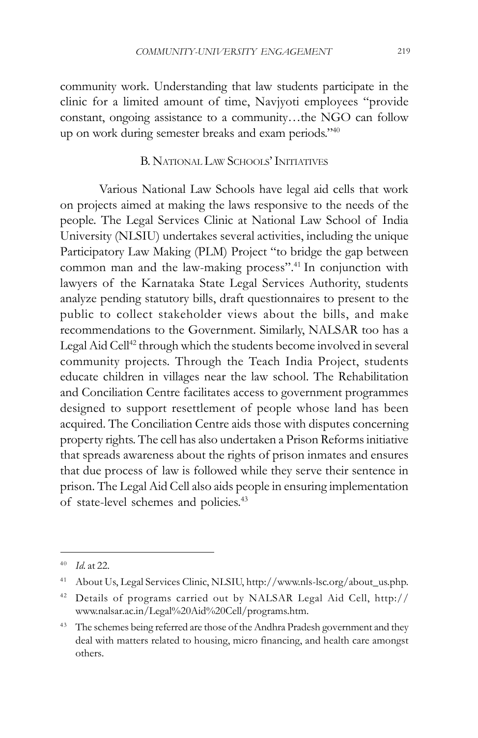community work. Understanding that law students participate in the clinic for a limited amount of time, Navjyoti employees "provide constant, ongoing assistance to a community…the NGO can follow up on work during semester breaks and exam periods."[40]

### B. National Law Schools' Initiatives

Various National Law Schools have legal aid cells that work on projects aimed at making the laws responsive to the needs of the people. The Legal Services Clinic at National Law School of India University (NLSIU) undertakes several activities, including the unique Participatory Law Making (PLM) Project "to bridge the gap between common man and the law-making process".[41] In conjunction with lawyers of the Karnataka State Legal Services Authority, students analyze pending statutory bills, draft questionnaires to present to the public to collect stakeholder views about the bills, and make recommendations to the Government. Similarly, NALSAR too has a Legal Aid Cell[42] through which the students become involved in several community projects. Through the Teach India Project, students educate children in villages near the law school. The Rehabilitation and Conciliation Centre facilitates access to government programmes designed to support resettlement of people whose land has been acquired. The Conciliation Centre aids those with disputes concerning property rights. The cell has also undertaken a Prison Reforms initiative that spreads awareness about the rights of prison inmates and ensures that due process of law is followed while they serve their sentence in prison. The Legal Aid Cell also aids people in ensuring implementation of state-level schemes and policies.[43]

---

[40] *Id.* at 22.

[41] About Us, Legal Services Clinic, NLSIU, http://www.nls-lsc.org/about_us.php.

[42] Details of programs carried out by NALSAR Legal Aid Cell, http://www.nalsar.ac.in/Legal%20Aid%20Cell/programs.htm.

[43] The schemes being referred are those of the Andhra Pradesh government and they deal with matters related to housing, micro financing, and health care amongst others.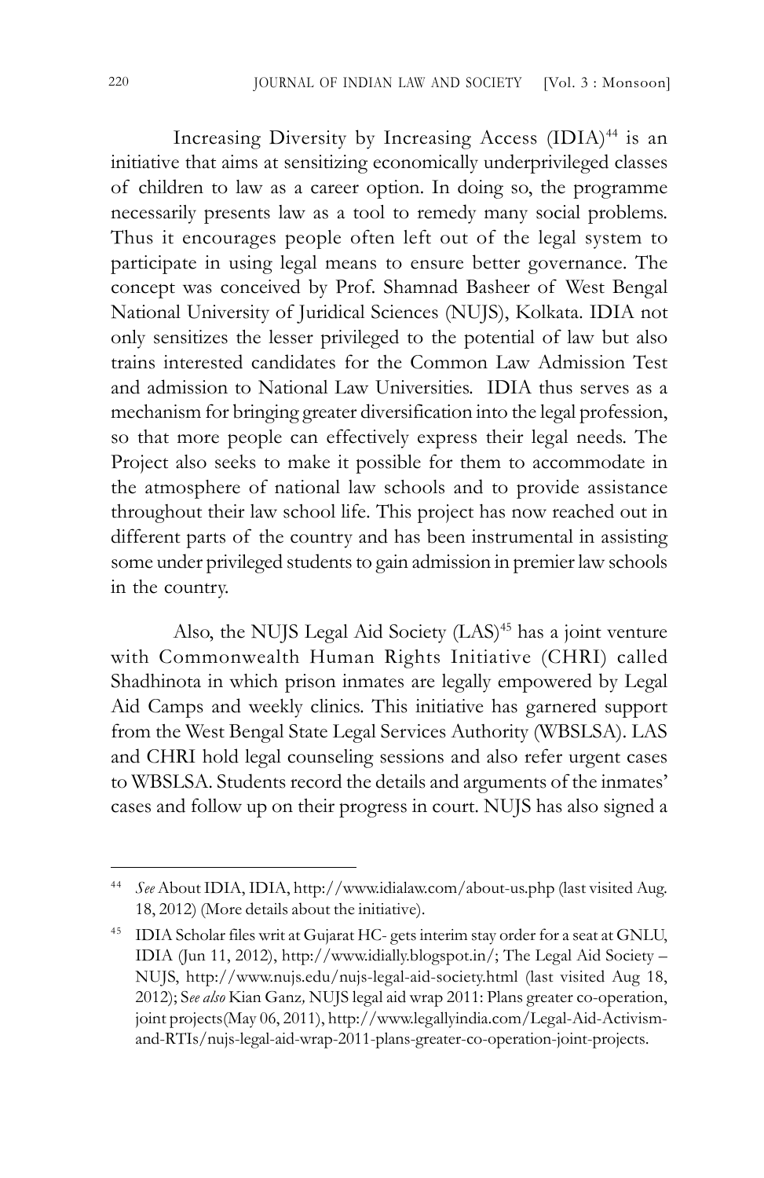Increasing Diversity by Increasing Access (IDIA)[44] is an initiative that aims at sensitizing economically underprivileged classes of children to law as a career option. In doing so, the programme necessarily presents law as a tool to remedy many social problems. Thus it encourages people often left out of the legal system to participate in using legal means to ensure better governance. The concept was conceived by Prof. Shamnad Basheer of West Bengal National University of Juridical Sciences (NUJS), Kolkata. IDIA not only sensitizes the lesser privileged to the potential of law but also trains interested candidates for the Common Law Admission Test and admission to National Law Universities. IDIA thus serves as a mechanism for bringing greater diversification into the legal profession, so that more people can effectively express their legal needs. The Project also seeks to make it possible for them to accommodate in the atmosphere of national law schools and to provide assistance throughout their law school life. This project has now reached out in different parts of the country and has been instrumental in assisting some under privileged students to gain admission in premier law schools in the country.

Also, the NUJS Legal Aid Society (LAS)[45] has a joint venture with Commonwealth Human Rights Initiative (CHRI) called Shadhinota in which prison inmates are legally empowered by Legal Aid Camps and weekly clinics. This initiative has garnered support from the West Bengal State Legal Services Authority (WBSLSA). LAS and CHRI hold legal counseling sessions and also refer urgent cases to WBSLSA. Students record the details and arguments of the inmates' cases and follow up on their progress in court. NUJS has also signed a

---

[44] *See* About IDIA, IDIA, http://www.idialaw.com/about-us.php (last visited Aug. 18, 2012) (More details about the initiative).

[45] IDIA Scholar files writ at Gujarat HC- gets interim stay order for a seat at GNLU, IDIA (Jun 11, 2012), http://www.idially.blogspot.in/; The Legal Aid Society – NUJS, http://www.nujs.edu/nujs-legal-aid-society.html (last visited Aug 18, 2012); S*ee also* Kian Ganz*,* NUJS legal aid wrap 2011: Plans greater co-operation, joint projects(May 06, 2011), http://www.legallyindia.com/Legal-Aid-Activism-and-RTIs/nujs-legal-aid-wrap-2011-plans-greater-co-operation-joint-projects.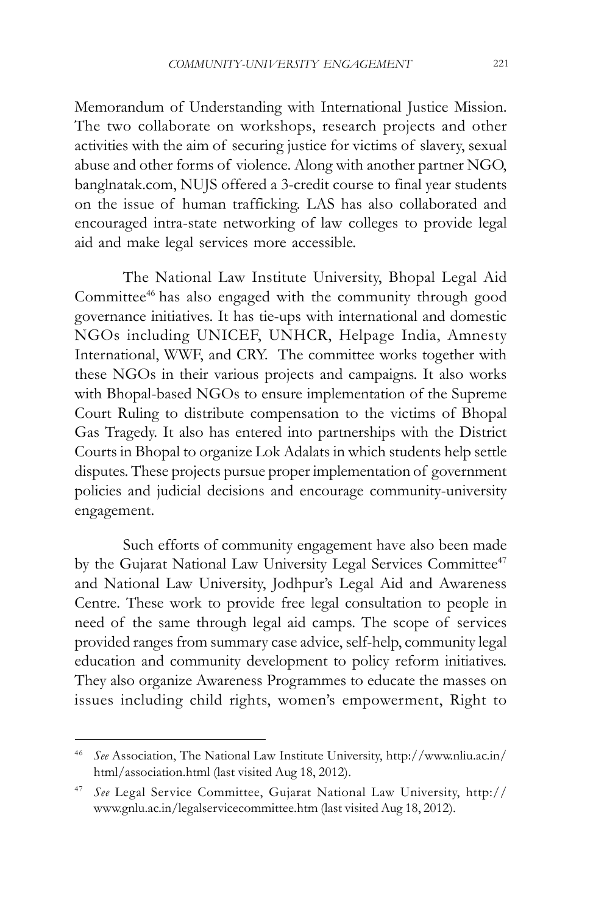Memorandum of Understanding with International Justice Mission. The two collaborate on workshops, research projects and other activities with the aim of securing justice for victims of slavery, sexual abuse and other forms of violence. Along with another partner NGO, banglnatak.com, NUJS offered a 3-credit course to final year students on the issue of human trafficking. LAS has also collaborated and encouraged intra-state networking of law colleges to provide legal aid and make legal services more accessible.

The National Law Institute University, Bhopal Legal Aid Committee[46] has also engaged with the community through good governance initiatives. It has tie-ups with international and domestic NGOs including UNICEF, UNHCR, Helpage India, Amnesty International, WWF, and CRY. The committee works together with these NGOs in their various projects and campaigns. It also works with Bhopal-based NGOs to ensure implementation of the Supreme Court Ruling to distribute compensation to the victims of Bhopal Gas Tragedy. It also has entered into partnerships with the District Courts in Bhopal to organize Lok Adalats in which students help settle disputes. These projects pursue proper implementation of government policies and judicial decisions and encourage community-university engagement.

Such efforts of community engagement have also been made by the Gujarat National Law University Legal Services Committee[47] and National Law University, Jodhpur's Legal Aid and Awareness Centre. These work to provide free legal consultation to people in need of the same through legal aid camps. The scope of services provided ranges from summary case advice, self-help, community legal education and community development to policy reform initiatives. They also organize Awareness Programmes to educate the masses on issues including child rights, women's empowerment, Right to

---

[46] *See* Association, The National Law Institute University, http://www.nliu.ac.in/html/association.html (last visited Aug 18, 2012).

[47] *See* Legal Service Committee, Gujarat National Law University, http://www.gnlu.ac.in/legalservicecommittee.htm (last visited Aug 18, 2012).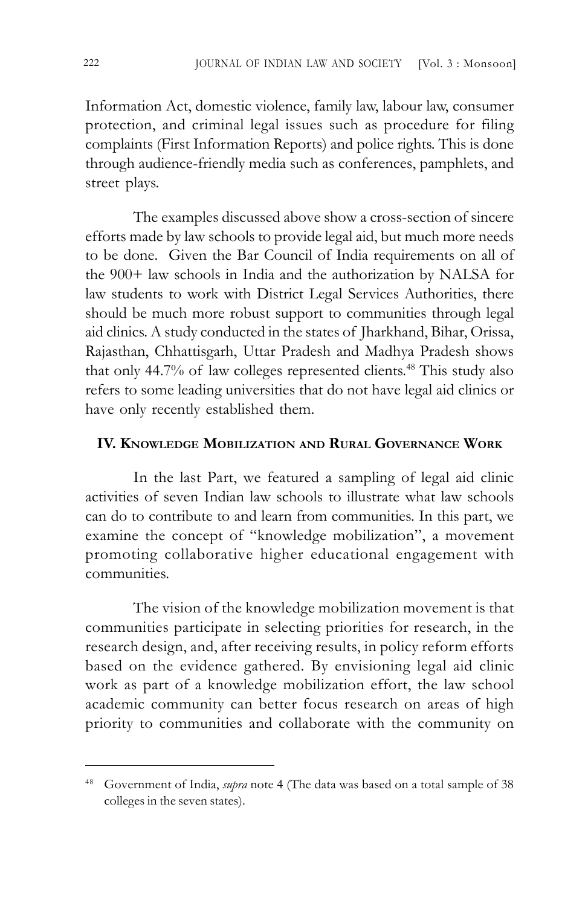Information Act, domestic violence, family law, labour law, consumer protection, and criminal legal issues such as procedure for filing complaints (First Information Reports) and police rights. This is done through audience-friendly media such as conferences, pamphlets, and street plays.

The examples discussed above show a cross-section of sincere efforts made by law schools to provide legal aid, but much more needs to be done. Given the Bar Council of India requirements on all of the 900+ law schools in India and the authorization by NALSA for law students to work with District Legal Services Authorities, there should be much more robust support to communities through legal aid clinics. A study conducted in the states of Jharkhand, Bihar, Orissa, Rajasthan, Chhattisgarh, Uttar Pradesh and Madhya Pradesh shows that only 44.7% of law colleges represented clients.[48] This study also refers to some leading universities that do not have legal aid clinics or have only recently established them.

## IV. Knowledge Mobilization and Rural Governance Work

In the last Part, we featured a sampling of legal aid clinic activities of seven Indian law schools to illustrate what law schools can do to contribute to and learn from communities. In this part, we examine the concept of "knowledge mobilization", a movement promoting collaborative higher educational engagement with communities.

The vision of the knowledge mobilization movement is that communities participate in selecting priorities for research, in the research design, and, after receiving results, in policy reform efforts based on the evidence gathered. By envisioning legal aid clinic work as part of a knowledge mobilization effort, the law school academic community can better focus research on areas of high priority to communities and collaborate with the community on

---

[48] Government of India, *supra* note 4 (The data was based on a total sample of 38 colleges in the seven states).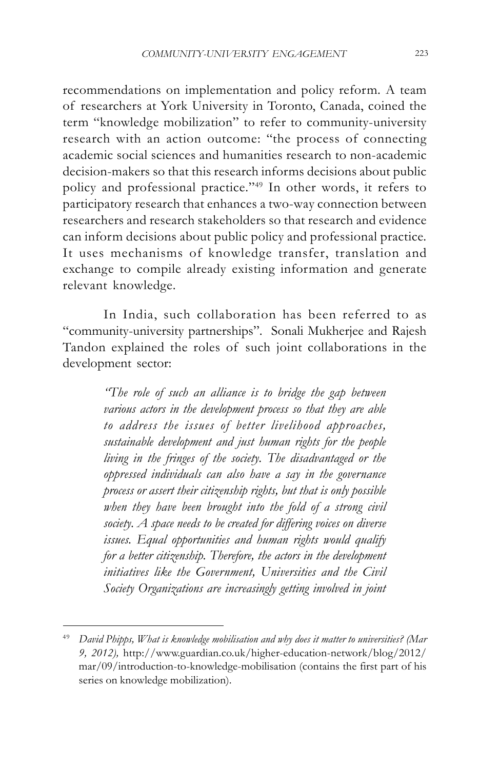recommendations on implementation and policy reform. A team of researchers at York University in Toronto, Canada, coined the term "knowledge mobilization" to refer to community-university research with an action outcome: "the process of connecting academic social sciences and humanities research to non-academic decision-makers so that this research informs decisions about public policy and professional practice."[49] In other words, it refers to participatory research that enhances a two-way connection between researchers and research stakeholders so that research and evidence can inform decisions about public policy and professional practice. It uses mechanisms of knowledge transfer, translation and exchange to compile already existing information and generate relevant knowledge.

In India, such collaboration has been referred to as "community-university partnerships". Sonali Mukherjee and Rajesh Tandon explained the roles of such joint collaborations in the development sector:

> *"The role of such an alliance is to bridge the gap between various actors in the development process so that they are able to address the issues of better livelihood approaches, sustainable development and just human rights for the people living in the fringes of the society. The disadvantaged or the oppressed individuals can also have a say in the governance process or assert their citizenship rights, but that is only possible when they have been brought into the fold of a strong civil society. A space needs to be created for differing voices on diverse issues. Equal opportunities and human rights would qualify for a better citizenship. Therefore, the actors in the development initiatives like the Government, Universities and the Civil Society Organizations are increasingly getting involved in joint*

---

[49] *David Phipps, What is knowledge mobilisation and why does it matter to universities? (Mar 9, 2012),* http://www.guardian.co.uk/higher-education-network/blog/2012/mar/09/introduction-to-knowledge-mobilisation (contains the first part of his series on knowledge mobilization).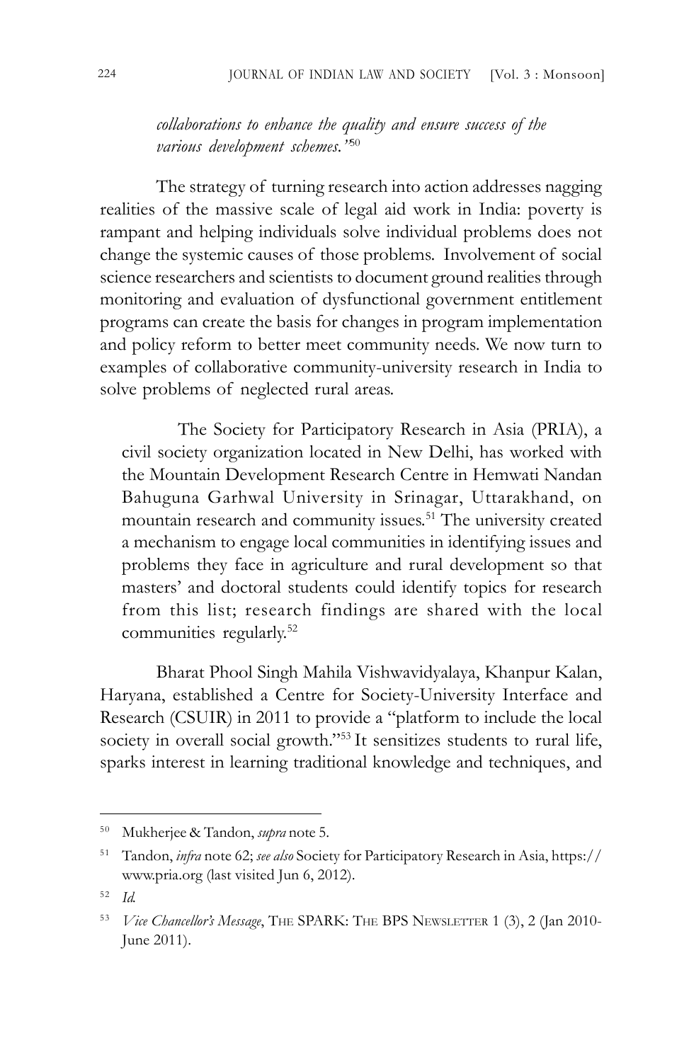*collaborations to enhance the quality and ensure success of the various development schemes."*[50]

The strategy of turning research into action addresses nagging realities of the massive scale of legal aid work in India: poverty is rampant and helping individuals solve individual problems does not change the systemic causes of those problems. Involvement of social science researchers and scientists to document ground realities through monitoring and evaluation of dysfunctional government entitlement programs can create the basis for changes in program implementation and policy reform to better meet community needs. We now turn to examples of collaborative community-university research in India to solve problems of neglected rural areas.

The Society for Participatory Research in Asia (PRIA), a civil society organization located in New Delhi, has worked with the Mountain Development Research Centre in Hemwati Nandan Bahuguna Garhwal University in Srinagar, Uttarakhand, on mountain research and community issues.[51] The university created a mechanism to engage local communities in identifying issues and problems they face in agriculture and rural development so that masters' and doctoral students could identify topics for research from this list; research findings are shared with the local communities regularly.[52]

Bharat Phool Singh Mahila Vishwavidyalaya, Khanpur Kalan, Haryana, established a Centre for Society-University Interface and Research (CSUIR) in 2011 to provide a "platform to include the local society in overall social growth."[53] It sensitizes students to rural life, sparks interest in learning traditional knowledge and techniques, and

---

[50] Mukherjee & Tandon, *supra* note 5.

[51] Tandon, *infra* note 62; *see also* Society for Participatory Research in Asia, https://www.pria.org (last visited Jun 6, 2012).

[52] *Id.*

[53] *Vice Chancellor's Message*, THE SPARK: THE BPS NEWSLETTER 1 (3), 2 (Jan 2010-June 2011).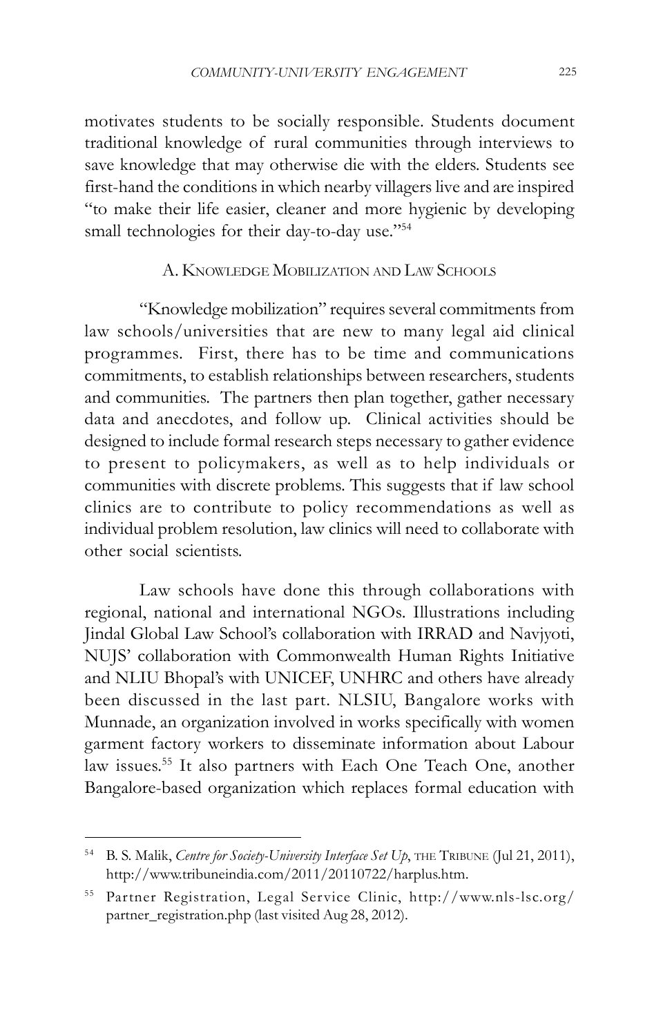motivates students to be socially responsible. Students document traditional knowledge of rural communities through interviews to save knowledge that may otherwise die with the elders. Students see first-hand the conditions in which nearby villagers live and are inspired "to make their life easier, cleaner and more hygienic by developing small technologies for their day-to-day use."[54]

### A. Knowledge Mobilization and Law Schools

"Knowledge mobilization" requires several commitments from law schools/universities that are new to many legal aid clinical programmes. First, there has to be time and communications commitments, to establish relationships between researchers, students and communities. The partners then plan together, gather necessary data and anecdotes, and follow up. Clinical activities should be designed to include formal research steps necessary to gather evidence to present to policymakers, as well as to help individuals or communities with discrete problems. This suggests that if law school clinics are to contribute to policy recommendations as well as individual problem resolution, law clinics will need to collaborate with other social scientists.

Law schools have done this through collaborations with regional, national and international NGOs. Illustrations including Jindal Global Law School's collaboration with IRRAD and Navjyoti, NUJS' collaboration with Commonwealth Human Rights Initiative and NLIU Bhopal's with UNICEF, UNHRC and others have already been discussed in the last part. NLSIU, Bangalore works with Munnade, an organization involved in works specifically with women garment factory workers to disseminate information about Labour law issues.[55] It also partners with Each One Teach One, another Bangalore-based organization which replaces formal education with

---

[54] B. S. Malik, *Centre for Society-University Interface Set Up*, The Tribune (Jul 21, 2011), http://www.tribuneindia.com/2011/20110722/harplus.htm.

[55] Partner Registration, Legal Service Clinic, http://www.nls-lsc.org/partner_registration.php (last visited Aug 28, 2012).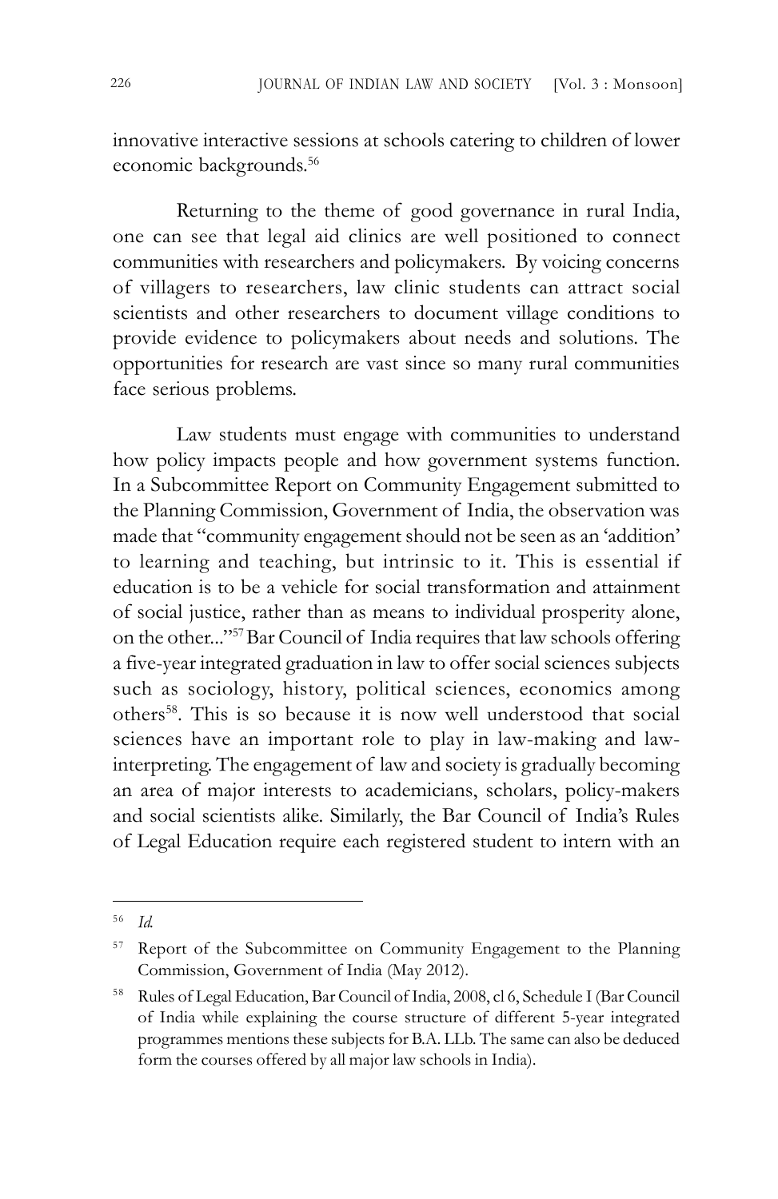innovative interactive sessions at schools catering to children of lower economic backgrounds.[56]

Returning to the theme of good governance in rural India, one can see that legal aid clinics are well positioned to connect communities with researchers and policymakers. By voicing concerns of villagers to researchers, law clinic students can attract social scientists and other researchers to document village conditions to provide evidence to policymakers about needs and solutions. The opportunities for research are vast since so many rural communities face serious problems.

Law students must engage with communities to understand how policy impacts people and how government systems function. In a Subcommittee Report on Community Engagement submitted to the Planning Commission, Government of India, the observation was made that "community engagement should not be seen as an 'addition' to learning and teaching, but intrinsic to it. This is essential if education is to be a vehicle for social transformation and attainment of social justice, rather than as means to individual prosperity alone, on the other..."[57] Bar Council of India requires that law schools offering a five-year integrated graduation in law to offer social sciences subjects such as sociology, history, political sciences, economics among others[58]. This is so because it is now well understood that social sciences have an important role to play in law-making and law-interpreting. The engagement of law and society is gradually becoming an area of major interests to academicians, scholars, policy-makers and social scientists alike. Similarly, the Bar Council of India's Rules of Legal Education require each registered student to intern with an

---

[56] *Id.*

[57] Report of the Subcommittee on Community Engagement to the Planning Commission, Government of India (May 2012).

[58] Rules of Legal Education, Bar Council of India, 2008, cl 6, Schedule I (Bar Council of India while explaining the course structure of different 5-year integrated programmes mentions these subjects for B.A. LLb. The same can also be deduced form the courses offered by all major law schools in India).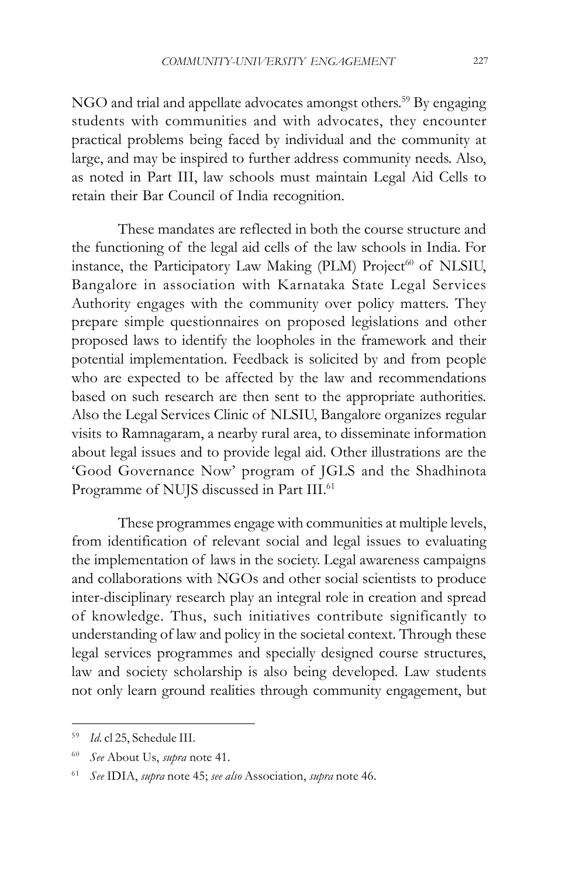NGO and trial and appellate advocates amongst others.[59] By engaging students with communities and with advocates, they encounter practical problems being faced by individual and the community at large, and may be inspired to further address community needs. Also, as noted in Part III, law schools must maintain Legal Aid Cells to retain their Bar Council of India recognition.

These mandates are reflected in both the course structure and the functioning of the legal aid cells of the law schools in India. For instance, the Participatory Law Making (PLM) Project[60] of NLSIU, Bangalore in association with Karnataka State Legal Services Authority engages with the community over policy matters. They prepare simple questionnaires on proposed legislations and other proposed laws to identify the loopholes in the framework and their potential implementation. Feedback is solicited by and from people who are expected to be affected by the law and recommendations based on such research are then sent to the appropriate authorities. Also the Legal Services Clinic of NLSIU, Bangalore organizes regular visits to Ramnagaram, a nearby rural area, to disseminate information about legal issues and to provide legal aid. Other illustrations are the 'Good Governance Now' program of JGLS and the Shadhinota Programme of NUJS discussed in Part III.[61]

These programmes engage with communities at multiple levels, from identification of relevant social and legal issues to evaluating the implementation of laws in the society. Legal awareness campaigns and collaborations with NGOs and other social scientists to produce inter-disciplinary research play an integral role in creation and spread of knowledge. Thus, such initiatives contribute significantly to understanding of law and policy in the societal context. Through these legal services programmes and specially designed course structures, law and society scholarship is also being developed. Law students not only learn ground realities through community engagement, but

---

[59] *Id.* cl 25, Schedule III.

[60] *See* About Us, *supra* note 41.

[61] *See* IDIA, *supra* note 45; *see also* Association, *supra* note 46.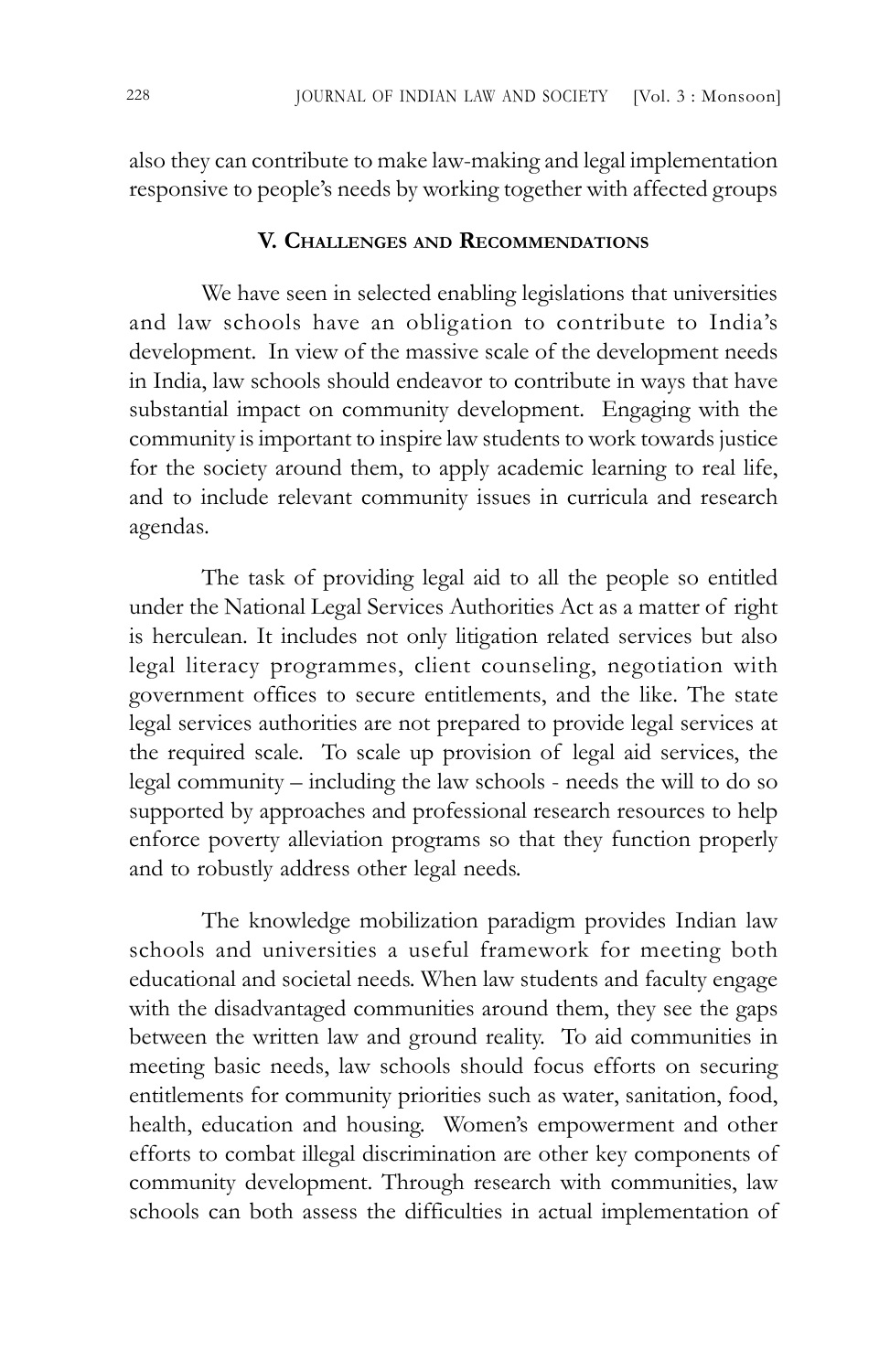also they can contribute to make law-making and legal implementation responsive to people's needs by working together with affected groups

## V. Challenges and Recommendations

We have seen in selected enabling legislations that universities and law schools have an obligation to contribute to India's development. In view of the massive scale of the development needs in India, law schools should endeavor to contribute in ways that have substantial impact on community development. Engaging with the community is important to inspire law students to work towards justice for the society around them, to apply academic learning to real life, and to include relevant community issues in curricula and research agendas.

The task of providing legal aid to all the people so entitled under the National Legal Services Authorities Act as a matter of right is herculean. It includes not only litigation related services but also legal literacy programmes, client counseling, negotiation with government offices to secure entitlements, and the like. The state legal services authorities are not prepared to provide legal services at the required scale. To scale up provision of legal aid services, the legal community – including the law schools - needs the will to do so supported by approaches and professional research resources to help enforce poverty alleviation programs so that they function properly and to robustly address other legal needs.

The knowledge mobilization paradigm provides Indian law schools and universities a useful framework for meeting both educational and societal needs. When law students and faculty engage with the disadvantaged communities around them, they see the gaps between the written law and ground reality. To aid communities in meeting basic needs, law schools should focus efforts on securing entitlements for community priorities such as water, sanitation, food, health, education and housing. Women's empowerment and other efforts to combat illegal discrimination are other key components of community development. Through research with communities, law schools can both assess the difficulties in actual implementation of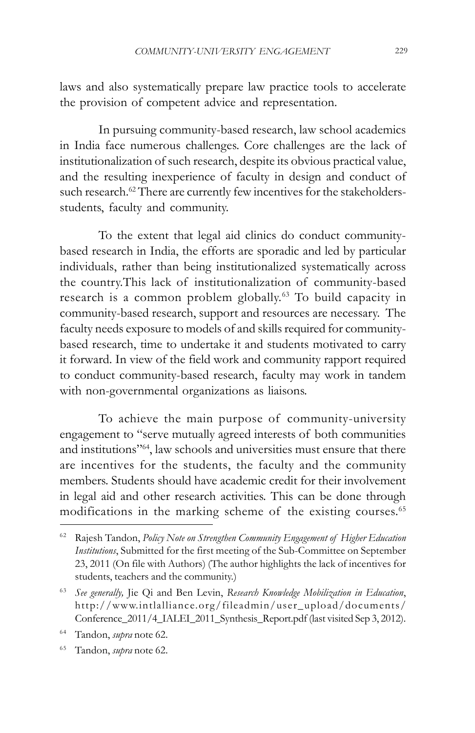laws and also systematically prepare law practice tools to accelerate the provision of competent advice and representation.

In pursuing community-based research, law school academics in India face numerous challenges. Core challenges are the lack of institutionalization of such research, despite its obvious practical value, and the resulting inexperience of faculty in design and conduct of such research.[62] There are currently few incentives for the stakeholders-students, faculty and community.

To the extent that legal aid clinics do conduct community-based research in India, the efforts are sporadic and led by particular individuals, rather than being institutionalized systematically across the country.This lack of institutionalization of community-based research is a common problem globally.[63] To build capacity in community-based research, support and resources are necessary. The faculty needs exposure to models of and skills required for community-based research, time to undertake it and students motivated to carry it forward. In view of the field work and community rapport required to conduct community-based research, faculty may work in tandem with non-governmental organizations as liaisons.

To achieve the main purpose of community-university engagement to "serve mutually agreed interests of both communities and institutions"[64], law schools and universities must ensure that there are incentives for the students, the faculty and the community members. Students should have academic credit for their involvement in legal aid and other research activities. This can be done through modifications in the marking scheme of the existing courses.[65]

---

[62] Rajesh Tandon, *Policy Note on Strengthen Community Engagement of Higher Education Institutions*, Submitted for the first meeting of the Sub-Committee on September 23, 2011 (On file with Authors) (The author highlights the lack of incentives for students, teachers and the community.)

[63] *See generally,* Jie Qi and Ben Levin, *Research Knowledge Mobilization in Education*, http://www.intlalliance.org/fileadmin/user_upload/documents/Conference_2011/4_IALEI_2011_Synthesis_Report.pdf (last visited Sep 3, 2012).

[64] Tandon, *supra* note 62.

[65] Tandon, *supra* note 62.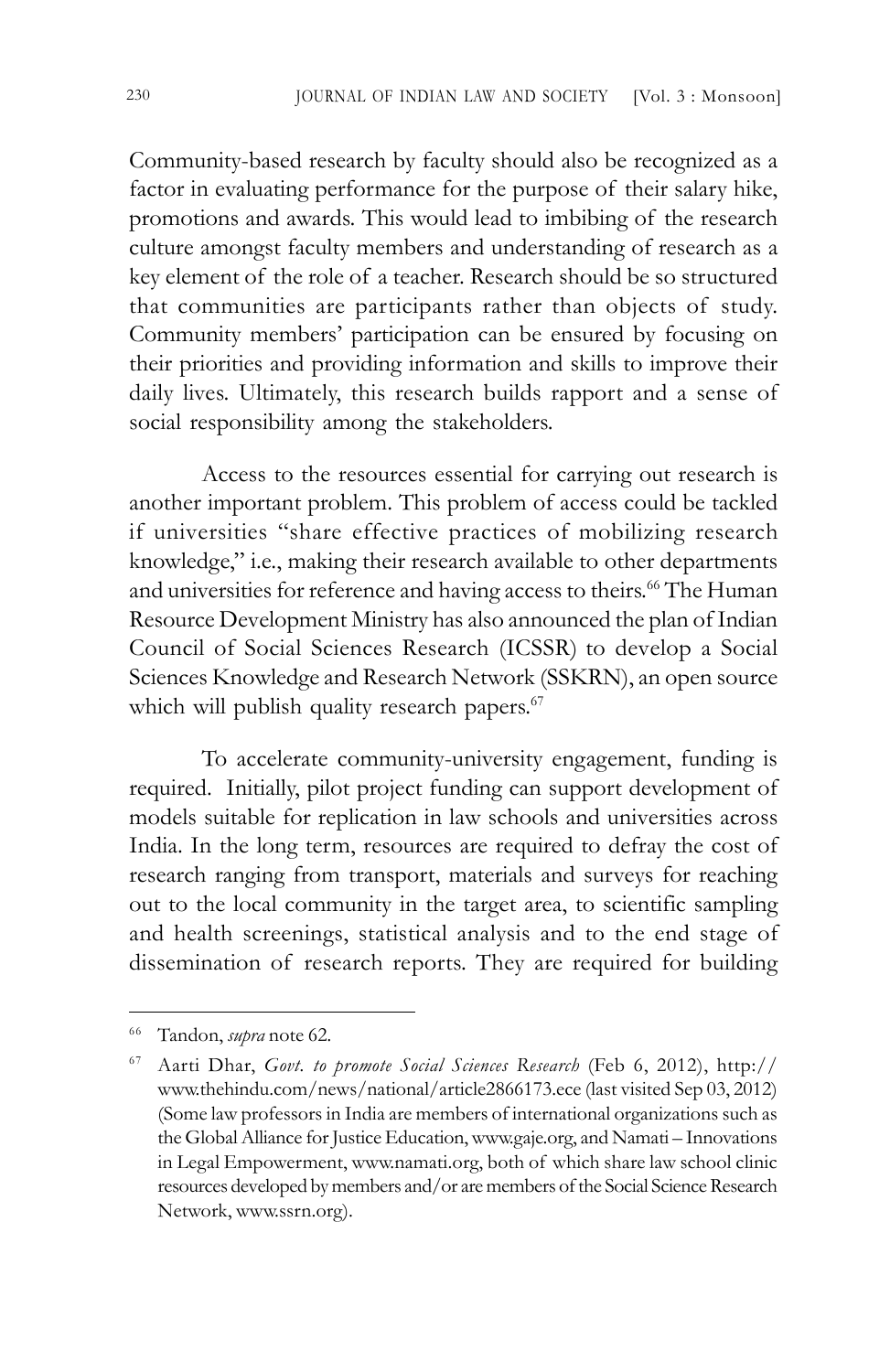Community-based research by faculty should also be recognized as a factor in evaluating performance for the purpose of their salary hike, promotions and awards. This would lead to imbibing of the research culture amongst faculty members and understanding of research as a key element of the role of a teacher. Research should be so structured that communities are participants rather than objects of study. Community members' participation can be ensured by focusing on their priorities and providing information and skills to improve their daily lives. Ultimately, this research builds rapport and a sense of social responsibility among the stakeholders.

Access to the resources essential for carrying out research is another important problem. This problem of access could be tackled if universities "share effective practices of mobilizing research knowledge," i.e., making their research available to other departments and universities for reference and having access to theirs.[66] The Human Resource Development Ministry has also announced the plan of Indian Council of Social Sciences Research (ICSSR) to develop a Social Sciences Knowledge and Research Network (SSKRN), an open source which will publish quality research papers.[67]

To accelerate community-university engagement, funding is required. Initially, pilot project funding can support development of models suitable for replication in law schools and universities across India. In the long term, resources are required to defray the cost of research ranging from transport, materials and surveys for reaching out to the local community in the target area, to scientific sampling and health screenings, statistical analysis and to the end stage of dissemination of research reports. They are required for building

---

[66] Tandon, *supra* note 62.

[67] Aarti Dhar, *Govt. to promote Social Sciences Research* (Feb 6, 2012), http://www.thehindu.com/news/national/article2866173.ece (last visited Sep 03, 2012) (Some law professors in India are members of international organizations such as the Global Alliance for Justice Education, www.gaje.org, and Namati – Innovations in Legal Empowerment, www.namati.org, both of which share law school clinic resources developed by members and/or are members of the Social Science Research Network, www.ssrn.org).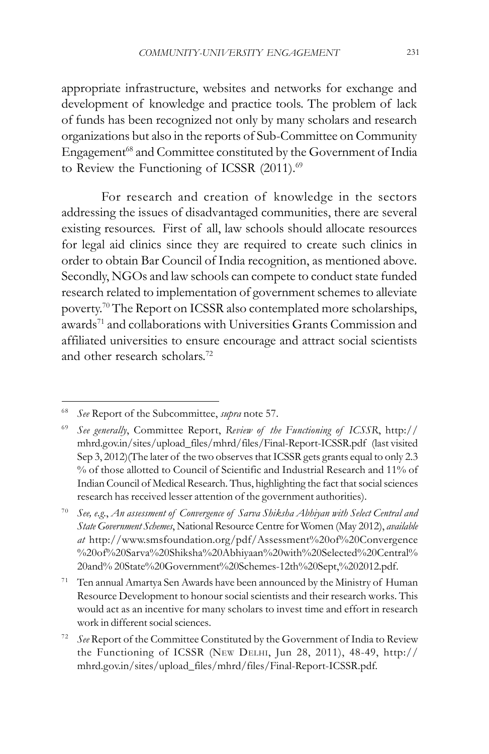appropriate infrastructure, websites and networks for exchange and development of knowledge and practice tools. The problem of lack of funds has been recognized not only by many scholars and research organizations but also in the reports of Sub-Committee on Community Engagement[68] and Committee constituted by the Government of India to Review the Functioning of ICSSR (2011).[69]

For research and creation of knowledge in the sectors addressing the issues of disadvantaged communities, there are several existing resources. First of all, law schools should allocate resources for legal aid clinics since they are required to create such clinics in order to obtain Bar Council of India recognition, as mentioned above. Secondly, NGOs and law schools can compete to conduct state funded research related to implementation of government schemes to alleviate poverty.[70] The Report on ICSSR also contemplated more scholarships, awards[71] and collaborations with Universities Grants Commission and affiliated universities to ensure encourage and attract social scientists and other research scholars.[72]

---

[68] *See* Report of the Subcommittee, *supra* note 57.

[69] *See generally*, Committee Report, *Review of the Functioning of ICSSR*, http://mhrd.gov.in/sites/upload_files/mhrd/files/Final-Report-ICSSR.pdf (last visited Sep 3, 2012)(The later of the two observes that ICSSR gets grants equal to only 2.3 % of those allotted to Council of Scientific and Industrial Research and 11% of Indian Council of Medical Research. Thus, highlighting the fact that social sciences research has received lesser attention of the government authorities).

[70] *See, e.g.*, *An assessment of Convergence of Sarva Shiksha Abhiyan with Select Central and State Government Schemes*, National Resource Centre for Women (May 2012), *available at* http://www.smsfoundation.org/pdf/Assessment%20of%20Convergence%20of%20Sarva%20Shiksha%20Abhiyaan%20with%20Selected%20Central%20and% 20State%20Government%20Schemes-12th%20Sept,%202012.pdf.

[71] Ten annual Amartya Sen Awards have been announced by the Ministry of Human Resource Development to honour social scientists and their research works. This would act as an incentive for many scholars to invest time and effort in research work in different social sciences.

[72] *See* Report of the Committee Constituted by the Government of India to Review the Functioning of ICSSR (New Delhi, Jun 28, 2011), 48-49, http://mhrd.gov.in/sites/upload_files/mhrd/files/Final-Report-ICSSR.pdf.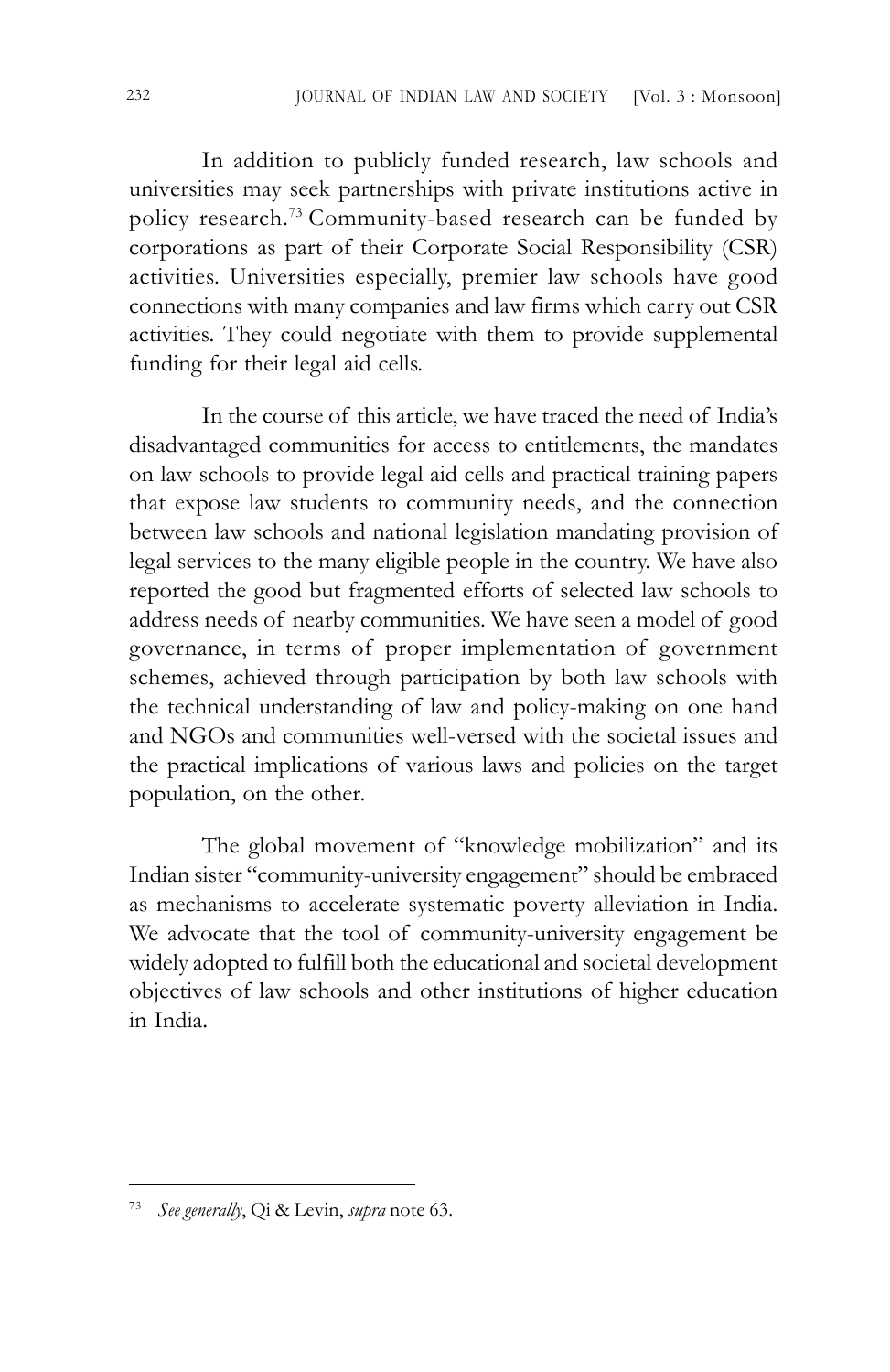In addition to publicly funded research, law schools and universities may seek partnerships with private institutions active in policy research.[73] Community-based research can be funded by corporations as part of their Corporate Social Responsibility (CSR) activities. Universities especially, premier law schools have good connections with many companies and law firms which carry out CSR activities. They could negotiate with them to provide supplemental funding for their legal aid cells.

In the course of this article, we have traced the need of India's disadvantaged communities for access to entitlements, the mandates on law schools to provide legal aid cells and practical training papers that expose law students to community needs, and the connection between law schools and national legislation mandating provision of legal services to the many eligible people in the country. We have also reported the good but fragmented efforts of selected law schools to address needs of nearby communities. We have seen a model of good governance, in terms of proper implementation of government schemes, achieved through participation by both law schools with the technical understanding of law and policy-making on one hand and NGOs and communities well-versed with the societal issues and the practical implications of various laws and policies on the target population, on the other.

The global movement of "knowledge mobilization" and its Indian sister "community-university engagement" should be embraced as mechanisms to accelerate systematic poverty alleviation in India. We advocate that the tool of community-university engagement be widely adopted to fulfill both the educational and societal development objectives of law schools and other institutions of higher education in India.

---

[73] *See generally*, Qi & Levin, *supra* note 63.